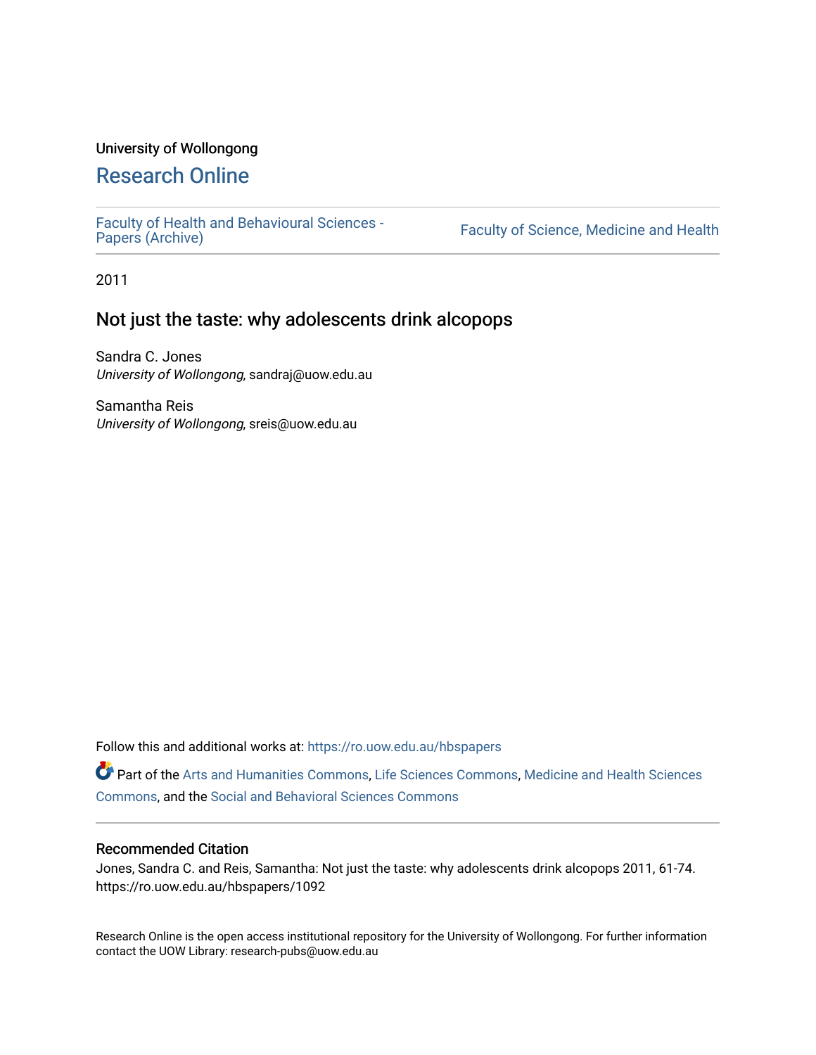University of Wollongong

# Research Online

Faculty of Health and Behavioural Sciences - Papers (Archive)

Faculty of Science, Medicine and Health

2011

## Not just the taste: why adolescents drink alcopops

Sandra C. Jones
*University of Wollongong*, sandraj@uow.edu.au

Samantha Reis
*University of Wollongong*, sreis@uow.edu.au

Follow this and additional works at: https://ro.uow.edu.au/hbspapers

Part of the Arts and Humanities Commons, Life Sciences Commons, Medicine and Health Sciences Commons, and the Social and Behavioral Sciences Commons

### Recommended Citation

Jones, Sandra C. and Reis, Samantha: Not just the taste: why adolescents drink alcopops 2011, 61-74.
https://ro.uow.edu.au/hbspapers/1092

Research Online is the open access institutional repository for the University of Wollongong. For further information contact the UOW Library: research-pubs@uow.edu.au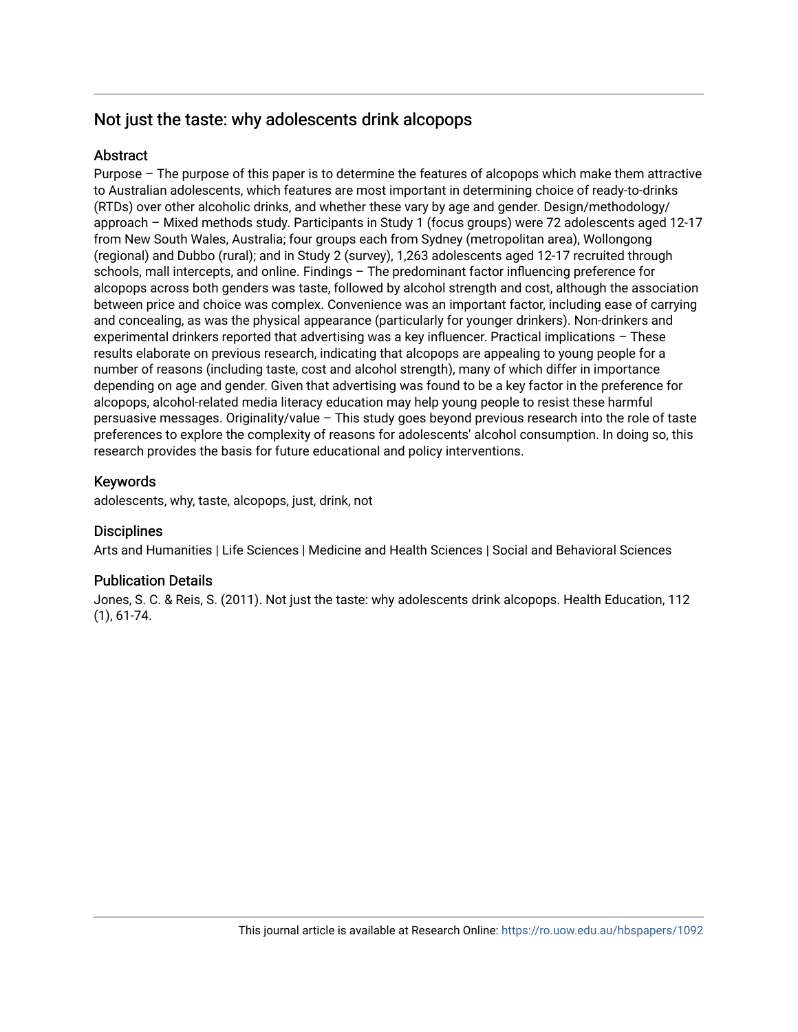## Not just the taste: why adolescents drink alcopops

### Abstract

Purpose – The purpose of this paper is to determine the features of alcopops which make them attractive to Australian adolescents, which features are most important in determining choice of ready-to-drinks (RTDs) over other alcoholic drinks, and whether these vary by age and gender. Design/methodology/approach – Mixed methods study. Participants in Study 1 (focus groups) were 72 adolescents aged 12-17 from New South Wales, Australia; four groups each from Sydney (metropolitan area), Wollongong (regional) and Dubbo (rural); and in Study 2 (survey), 1,263 adolescents aged 12-17 recruited through schools, mall intercepts, and online. Findings – The predominant factor influencing preference for alcopops across both genders was taste, followed by alcohol strength and cost, although the association between price and choice was complex. Convenience was an important factor, including ease of carrying and concealing, as was the physical appearance (particularly for younger drinkers). Non-drinkers and experimental drinkers reported that advertising was a key influencer. Practical implications – These results elaborate on previous research, indicating that alcopops are appealing to young people for a number of reasons (including taste, cost and alcohol strength), many of which differ in importance depending on age and gender. Given that advertising was found to be a key factor in the preference for alcopops, alcohol-related media literacy education may help young people to resist these harmful persuasive messages. Originality/value – This study goes beyond previous research into the role of taste preferences to explore the complexity of reasons for adolescents' alcohol consumption. In doing so, this research provides the basis for future educational and policy interventions.

### Keywords

adolescents, why, taste, alcopops, just, drink, not

### Disciplines

Arts and Humanities | Life Sciences | Medicine and Health Sciences | Social and Behavioral Sciences

### Publication Details

Jones, S. C. & Reis, S. (2011). Not just the taste: why adolescents drink alcopops. Health Education, 112 (1), 61-74.

This journal article is available at Research Online: https://ro.uow.edu.au/hbspapers/1092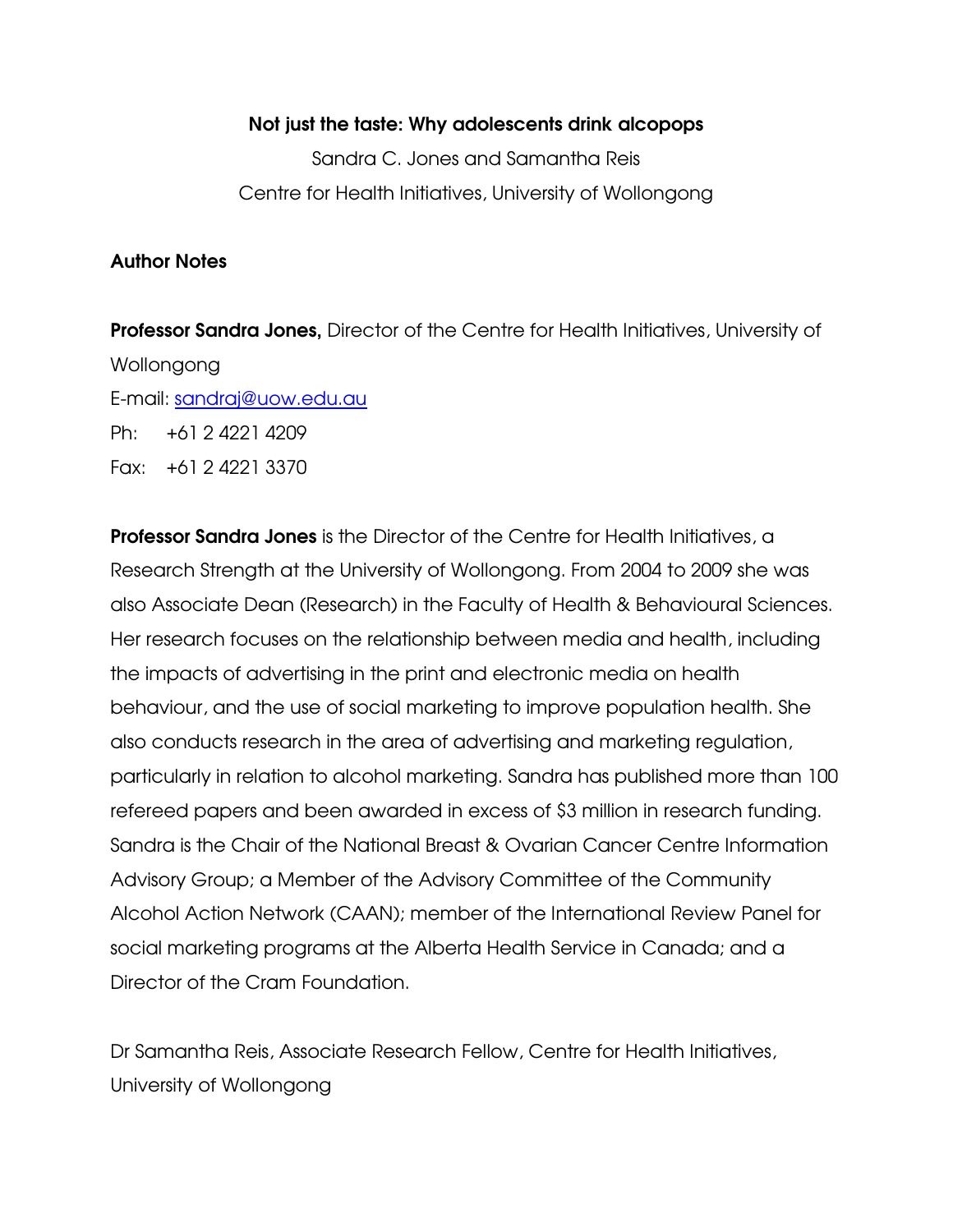**Not just the taste: Why adolescents drink alcopops**

Sandra C. Jones and Samantha Reis

Centre for Health Initiatives, University of Wollongong

**Author Notes**

**Professor Sandra Jones,** Director of the Centre for Health Initiatives, University of Wollongong

E-mail: sandraj@uow.edu.au

Ph: +61 2 4221 4209

Fax: +61 2 4221 3370

**Professor Sandra Jones** is the Director of the Centre for Health Initiatives, a Research Strength at the University of Wollongong. From 2004 to 2009 she was also Associate Dean (Research) in the Faculty of Health & Behavioural Sciences. Her research focuses on the relationship between media and health, including the impacts of advertising in the print and electronic media on health behaviour, and the use of social marketing to improve population health. She also conducts research in the area of advertising and marketing regulation, particularly in relation to alcohol marketing. Sandra has published more than 100 refereed papers and been awarded in excess of $3 million in research funding. Sandra is the Chair of the National Breast & Ovarian Cancer Centre Information Advisory Group; a Member of the Advisory Committee of the Community Alcohol Action Network (CAAN); member of the International Review Panel for social marketing programs at the Alberta Health Service in Canada; and a Director of the Cram Foundation.

Dr Samantha Reis, Associate Research Fellow, Centre for Health Initiatives, University of Wollongong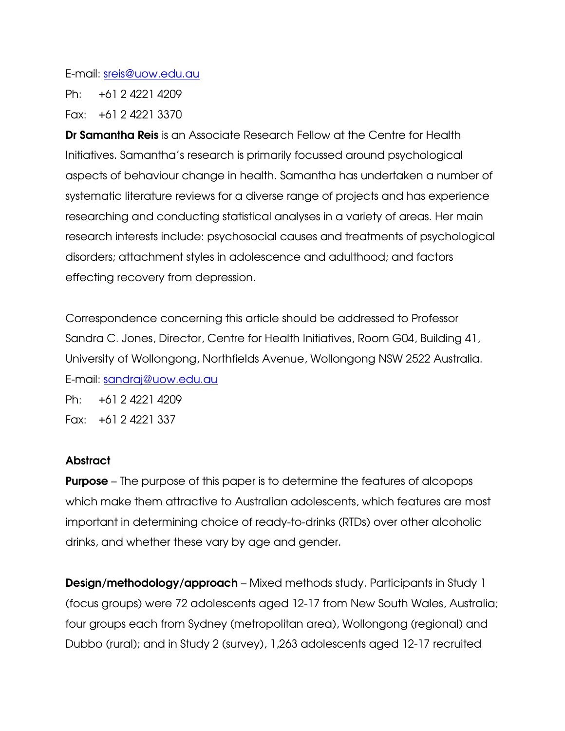E-mail: sreis@uow.edu.au

Ph: +61 2 4221 4209

Fax: +61 2 4221 3370

**Dr Samantha Reis** is an Associate Research Fellow at the Centre for Health Initiatives. Samantha's research is primarily focussed around psychological aspects of behaviour change in health. Samantha has undertaken a number of systematic literature reviews for a diverse range of projects and has experience researching and conducting statistical analyses in a variety of areas. Her main research interests include: psychosocial causes and treatments of psychological disorders; attachment styles in adolescence and adulthood; and factors effecting recovery from depression.

Correspondence concerning this article should be addressed to Professor Sandra C. Jones, Director, Centre for Health Initiatives, Room G04, Building 41, University of Wollongong, Northfields Avenue, Wollongong NSW 2522 Australia. E-mail: sandraj@uow.edu.au

Ph: +61 2 4221 4209

Fax: +61 2 4221 337

### Abstract

**Purpose** – The purpose of this paper is to determine the features of alcopops which make them attractive to Australian adolescents, which features are most important in determining choice of ready-to-drinks (RTDs) over other alcoholic drinks, and whether these vary by age and gender.

**Design/methodology/approach** – Mixed methods study. Participants in Study 1 (focus groups) were 72 adolescents aged 12-17 from New South Wales, Australia; four groups each from Sydney (metropolitan area), Wollongong (regional) and Dubbo (rural); and in Study 2 (survey), 1,263 adolescents aged 12-17 recruited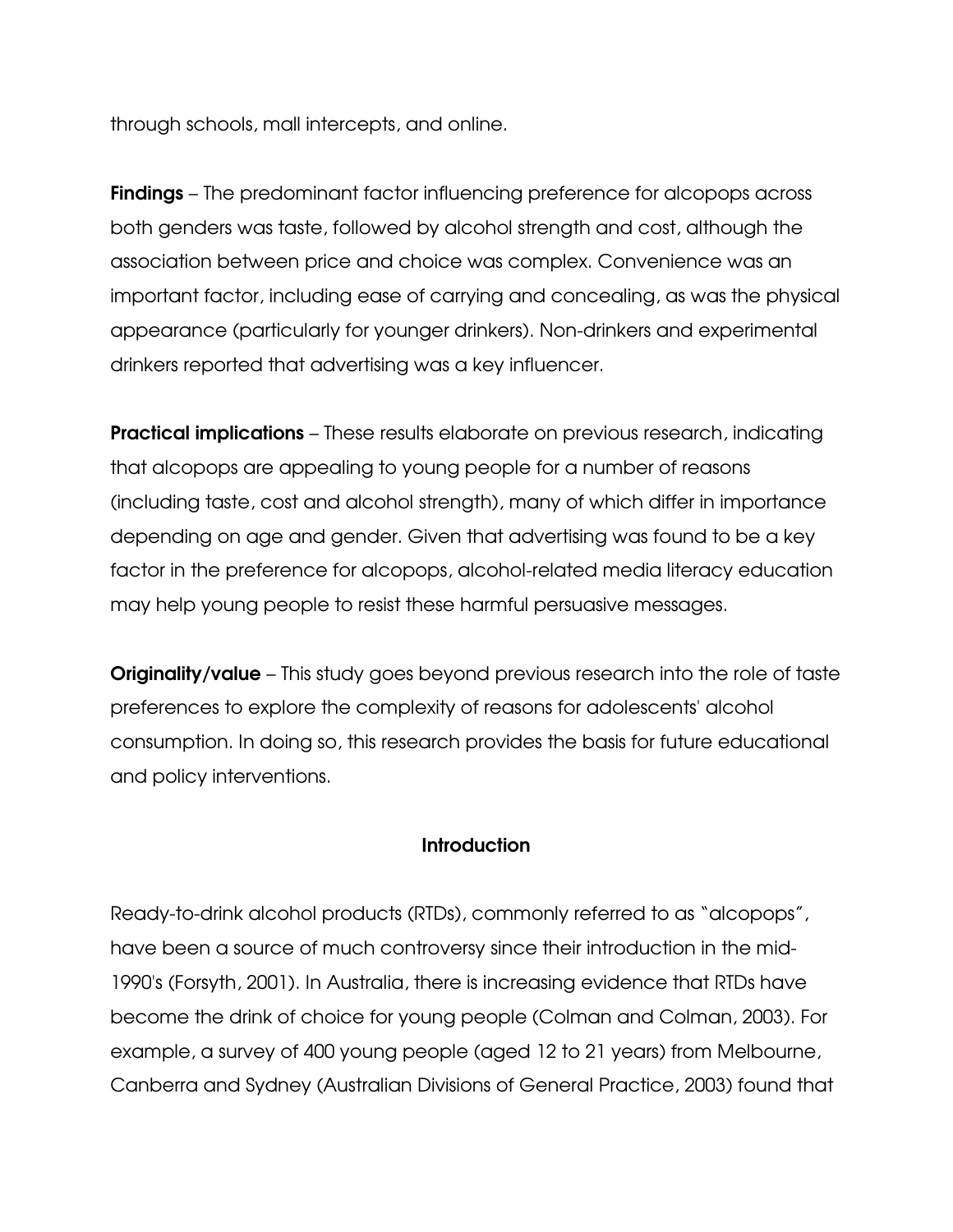through schools, mall intercepts, and online.

**Findings** – The predominant factor influencing preference for alcopops across both genders was taste, followed by alcohol strength and cost, although the association between price and choice was complex. Convenience was an important factor, including ease of carrying and concealing, as was the physical appearance (particularly for younger drinkers). Non-drinkers and experimental drinkers reported that advertising was a key influencer.

**Practical implications** – These results elaborate on previous research, indicating that alcopops are appealing to young people for a number of reasons (including taste, cost and alcohol strength), many of which differ in importance depending on age and gender. Given that advertising was found to be a key factor in the preference for alcopops, alcohol-related media literacy education may help young people to resist these harmful persuasive messages.

**Originality/value** – This study goes beyond previous research into the role of taste preferences to explore the complexity of reasons for adolescents' alcohol consumption. In doing so, this research provides the basis for future educational and policy interventions.

## Introduction

Ready-to-drink alcohol products (RTDs), commonly referred to as "alcopops", have been a source of much controversy since their introduction in the mid-1990's (Forsyth, 2001). In Australia, there is increasing evidence that RTDs have become the drink of choice for young people (Colman and Colman, 2003). For example, a survey of 400 young people (aged 12 to 21 years) from Melbourne, Canberra and Sydney (Australian Divisions of General Practice, 2003) found that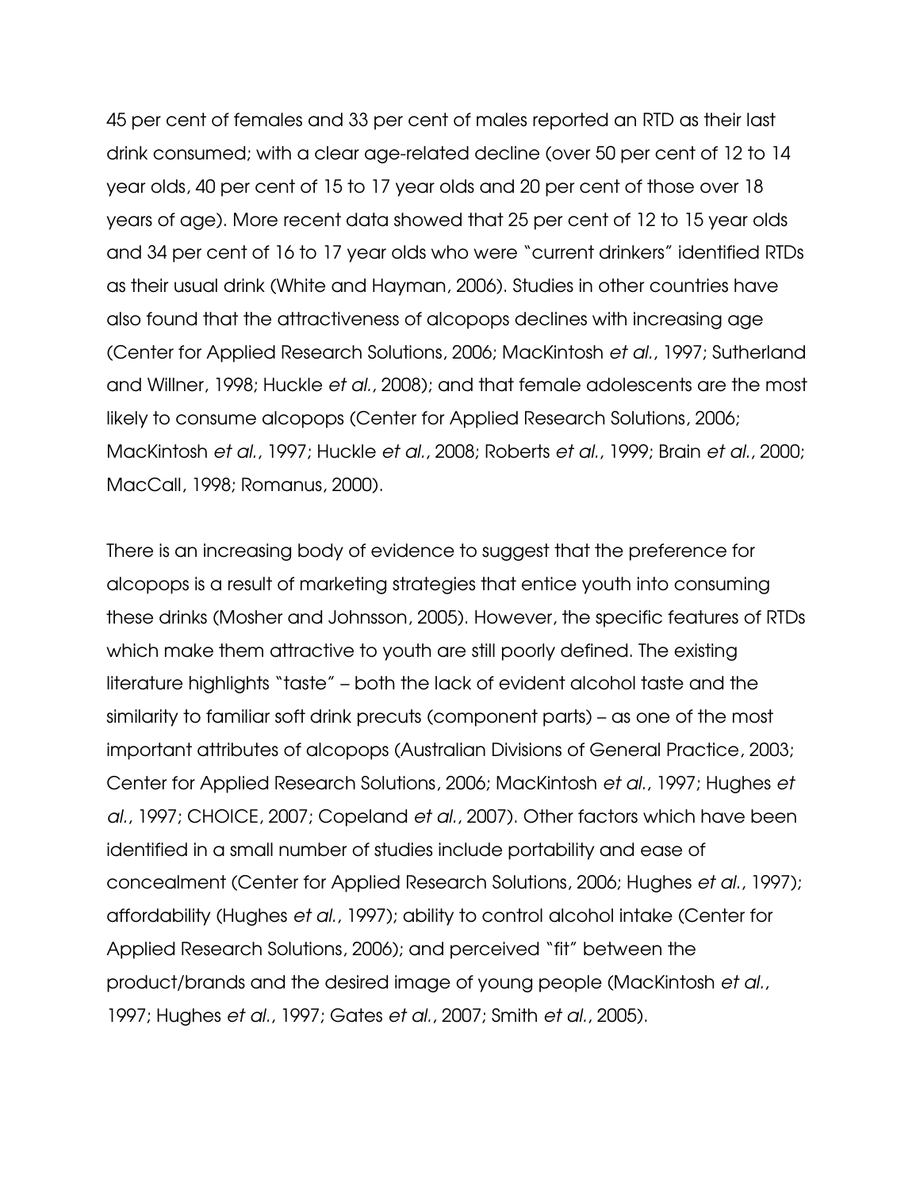45 per cent of females and 33 per cent of males reported an RTD as their last drink consumed; with a clear age-related decline (over 50 per cent of 12 to 14 year olds, 40 per cent of 15 to 17 year olds and 20 per cent of those over 18 years of age). More recent data showed that 25 per cent of 12 to 15 year olds and 34 per cent of 16 to 17 year olds who were "current drinkers" identified RTDs as their usual drink (White and Hayman, 2006). Studies in other countries have also found that the attractiveness of alcopops declines with increasing age (Center for Applied Research Solutions, 2006; MacKintosh *et al.*, 1997; Sutherland and Willner, 1998; Huckle *et al.*, 2008); and that female adolescents are the most likely to consume alcopops (Center for Applied Research Solutions, 2006; MacKintosh *et al.*, 1997; Huckle *et al.*, 2008; Roberts *et al.*, 1999; Brain *et al.*, 2000; MacCall, 1998; Romanus, 2000).

There is an increasing body of evidence to suggest that the preference for alcopops is a result of marketing strategies that entice youth into consuming these drinks (Mosher and Johnsson, 2005). However, the specific features of RTDs which make them attractive to youth are still poorly defined. The existing literature highlights "taste" – both the lack of evident alcohol taste and the similarity to familiar soft drink precuts (component parts) – as one of the most important attributes of alcopops (Australian Divisions of General Practice, 2003; Center for Applied Research Solutions, 2006; MacKintosh *et al.*, 1997; Hughes *et al.*, 1997; CHOICE, 2007; Copeland *et al.*, 2007). Other factors which have been identified in a small number of studies include portability and ease of concealment (Center for Applied Research Solutions, 2006; Hughes *et al.*, 1997); affordability (Hughes *et al.*, 1997); ability to control alcohol intake (Center for Applied Research Solutions, 2006); and perceived "fit" between the product/brands and the desired image of young people (MacKintosh *et al.*, 1997; Hughes *et al.*, 1997; Gates *et al.*, 2007; Smith *et al.*, 2005).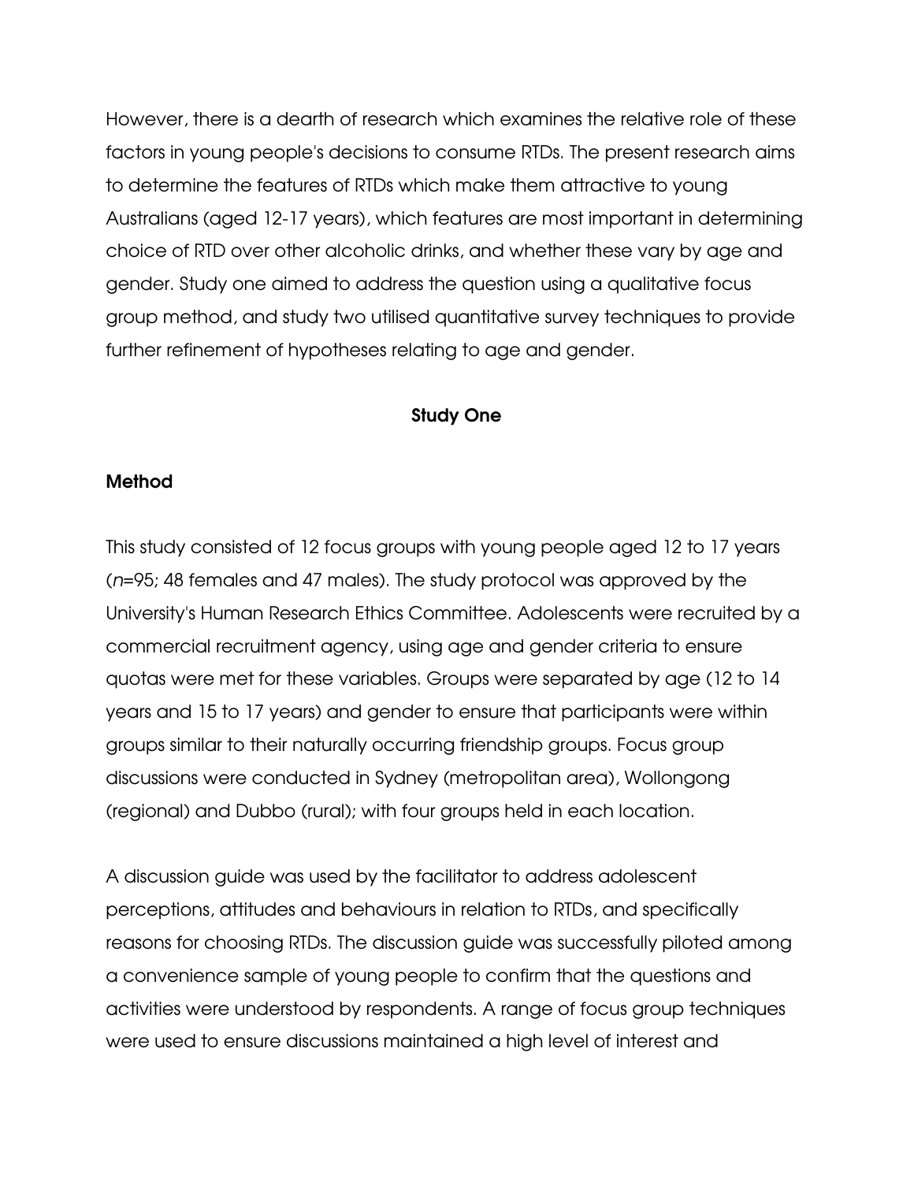However, there is a dearth of research which examines the relative role of these factors in young people's decisions to consume RTDs. The present research aims to determine the features of RTDs which make them attractive to young Australians (aged 12-17 years), which features are most important in determining choice of RTD over other alcoholic drinks, and whether these vary by age and gender. Study one aimed to address the question using a qualitative focus group method, and study two utilised quantitative survey techniques to provide further refinement of hypotheses relating to age and gender.

## Study One

### Method

This study consisted of 12 focus groups with young people aged 12 to 17 years (*n*=95; 48 females and 47 males). The study protocol was approved by the University's Human Research Ethics Committee. Adolescents were recruited by a commercial recruitment agency, using age and gender criteria to ensure quotas were met for these variables. Groups were separated by age (12 to 14 years and 15 to 17 years) and gender to ensure that participants were within groups similar to their naturally occurring friendship groups. Focus group discussions were conducted in Sydney (metropolitan area), Wollongong (regional) and Dubbo (rural); with four groups held in each location.

A discussion guide was used by the facilitator to address adolescent perceptions, attitudes and behaviours in relation to RTDs, and specifically reasons for choosing RTDs. The discussion guide was successfully piloted among a convenience sample of young people to confirm that the questions and activities were understood by respondents. A range of focus group techniques were used to ensure discussions maintained a high level of interest and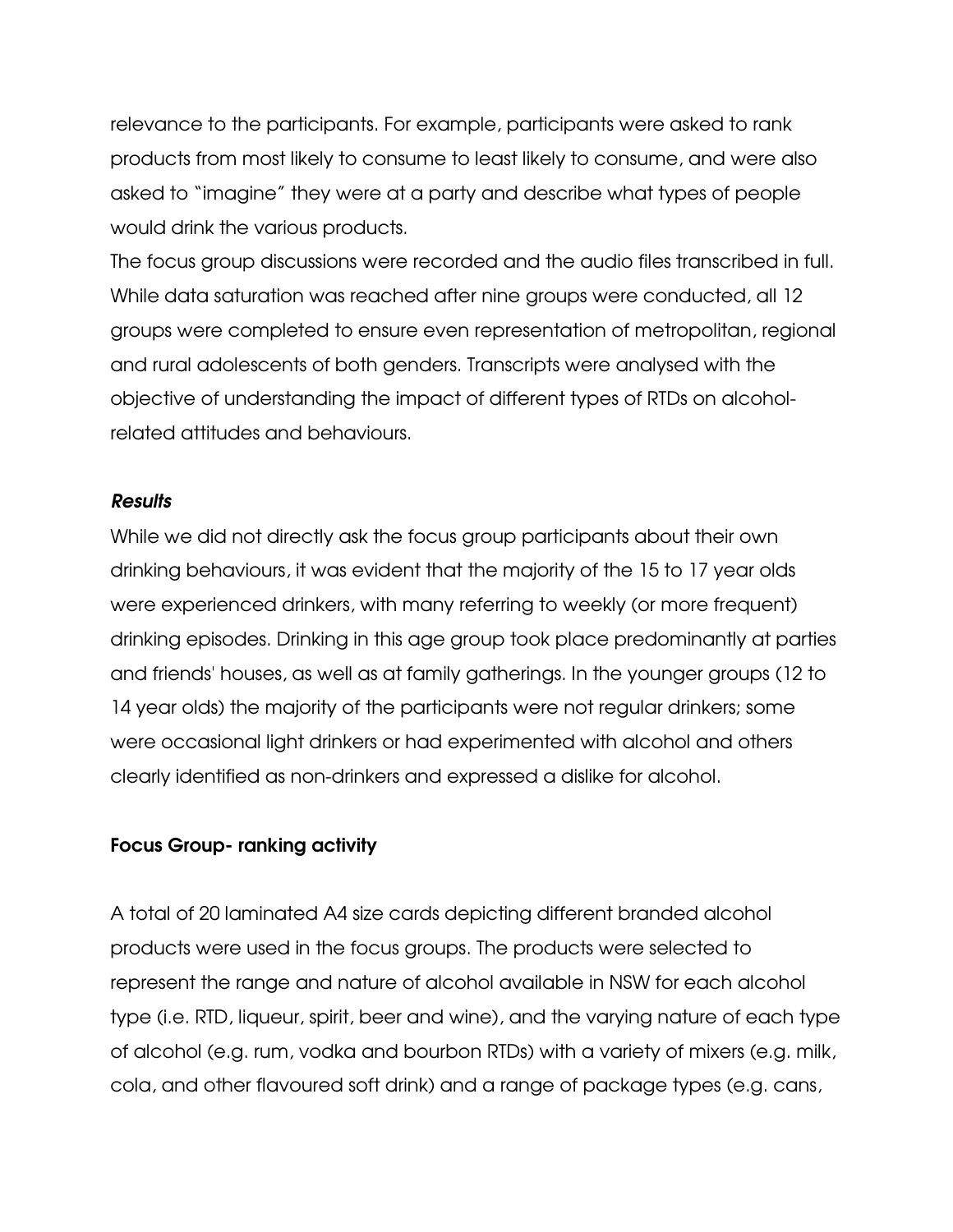relevance to the participants. For example, participants were asked to rank products from most likely to consume to least likely to consume, and were also asked to "imagine" they were at a party and describe what types of people would drink the various products.

The focus group discussions were recorded and the audio files transcribed in full. While data saturation was reached after nine groups were conducted, all 12 groups were completed to ensure even representation of metropolitan, regional and rural adolescents of both genders. Transcripts were analysed with the objective of understanding the impact of different types of RTDs on alcohol-related attitudes and behaviours.

### *Results*

While we did not directly ask the focus group participants about their own drinking behaviours, it was evident that the majority of the 15 to 17 year olds were experienced drinkers, with many referring to weekly (or more frequent) drinking episodes. Drinking in this age group took place predominantly at parties and friends' houses, as well as at family gatherings. In the younger groups (12 to 14 year olds) the majority of the participants were not regular drinkers; some were occasional light drinkers or had experimented with alcohol and others clearly identified as non-drinkers and expressed a dislike for alcohol.

#### Focus Group- ranking activity

A total of 20 laminated A4 size cards depicting different branded alcohol products were used in the focus groups. The products were selected to represent the range and nature of alcohol available in NSW for each alcohol type (i.e. RTD, liqueur, spirit, beer and wine), and the varying nature of each type of alcohol (e.g. rum, vodka and bourbon RTDs) with a variety of mixers (e.g. milk, cola, and other flavoured soft drink) and a range of package types (e.g. cans,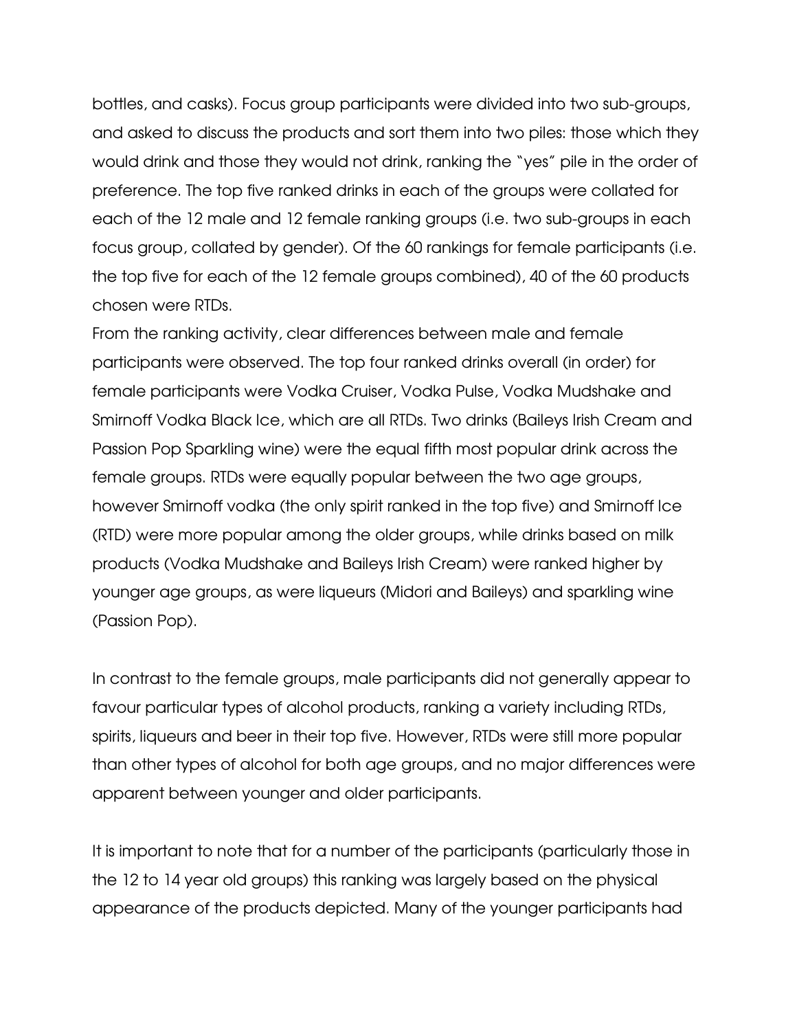bottles, and casks). Focus group participants were divided into two sub-groups, and asked to discuss the products and sort them into two piles: those which they would drink and those they would not drink, ranking the "yes" pile in the order of preference. The top five ranked drinks in each of the groups were collated for each of the 12 male and 12 female ranking groups (i.e. two sub-groups in each focus group, collated by gender). Of the 60 rankings for female participants (i.e. the top five for each of the 12 female groups combined), 40 of the 60 products chosen were RTDs.

From the ranking activity, clear differences between male and female participants were observed. The top four ranked drinks overall (in order) for female participants were Vodka Cruiser, Vodka Pulse, Vodka Mudshake and Smirnoff Vodka Black Ice, which are all RTDs. Two drinks (Baileys Irish Cream and Passion Pop Sparkling wine) were the equal fifth most popular drink across the female groups. RTDs were equally popular between the two age groups, however Smirnoff vodka (the only spirit ranked in the top five) and Smirnoff Ice (RTD) were more popular among the older groups, while drinks based on milk products (Vodka Mudshake and Baileys Irish Cream) were ranked higher by younger age groups, as were liqueurs (Midori and Baileys) and sparkling wine (Passion Pop).

In contrast to the female groups, male participants did not generally appear to favour particular types of alcohol products, ranking a variety including RTDs, spirits, liqueurs and beer in their top five. However, RTDs were still more popular than other types of alcohol for both age groups, and no major differences were apparent between younger and older participants.

It is important to note that for a number of the participants (particularly those in the 12 to 14 year old groups) this ranking was largely based on the physical appearance of the products depicted. Many of the younger participants had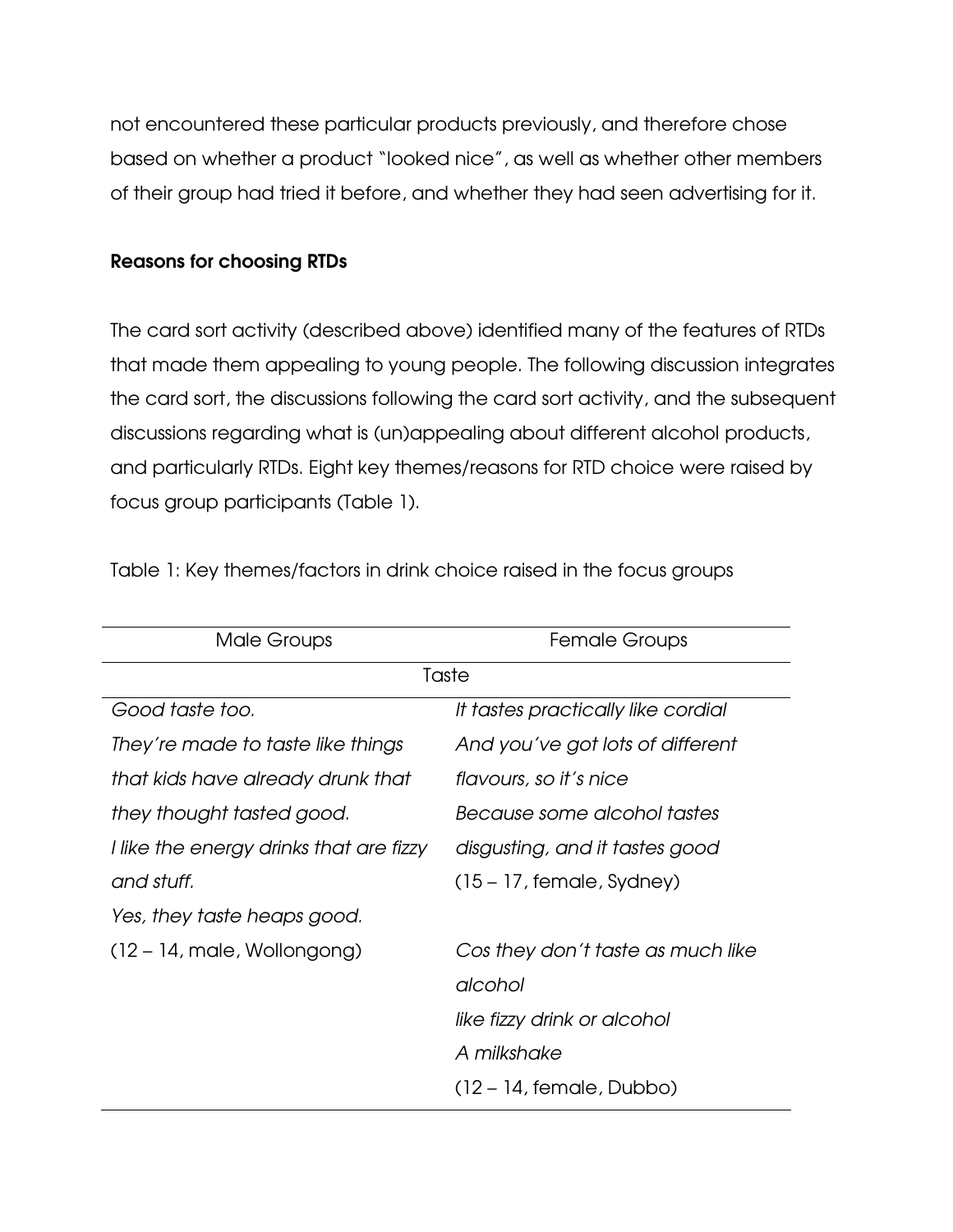not encountered these particular products previously, and therefore chose based on whether a product "looked nice", as well as whether other members of their group had tried it before, and whether they had seen advertising for it.

### Reasons for choosing RTDs

The card sort activity (described above) identified many of the features of RTDs that made them appealing to young people. The following discussion integrates the card sort, the discussions following the card sort activity, and the subsequent discussions regarding what is (un)appealing about different alcohol products, and particularly RTDs. Eight key themes/reasons for RTD choice were raised by focus group participants (Table 1).

Table 1: Key themes/factors in drink choice raised in the focus groups

| Male Groups | Female Groups |
|---|---|
| **Taste** | |
| *Good taste too.*<br>*They're made to taste like things that kids have already drunk that they thought tasted good.*<br>*I like the energy drinks that are fizzy and stuff.*<br>*Yes, they taste heaps good.*<br>(12 – 14, male, Wollongong) | *It tastes practically like cordial*<br>*And you've got lots of different flavours, so it's nice*<br>*Because some alcohol tastes disgusting, and it tastes good*<br>(15 – 17, female, Sydney)<br><br>*Cos they don't taste as much like alcohol*<br>*like fizzy drink or alcohol*<br>*A milkshake*<br>(12 – 14, female, Dubbo) |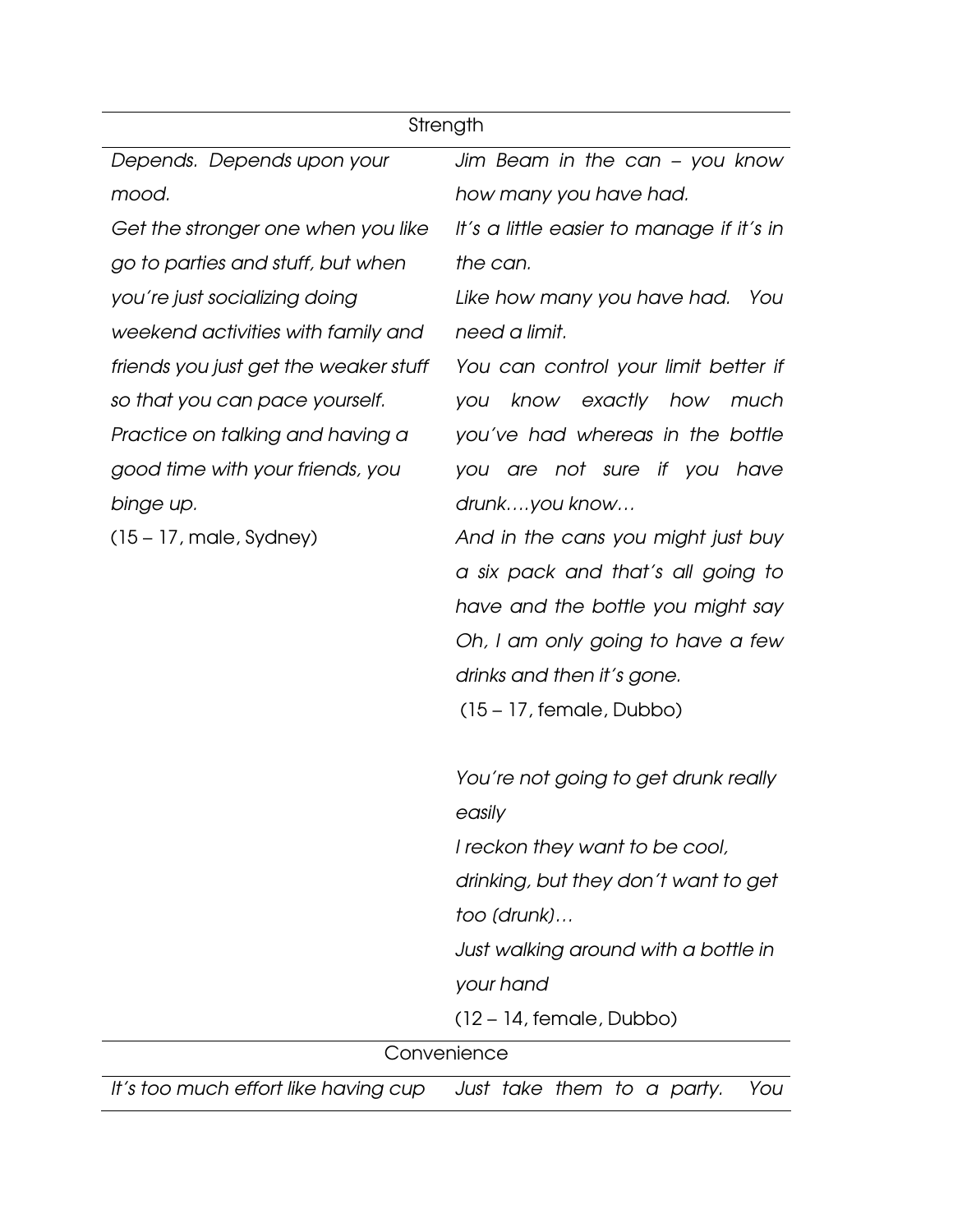| Strength | |
|---|---|
| *Depends. Depends upon your mood.*<br>*Get the stronger one when you like go to parties and stuff, but when you're just socializing doing weekend activities with family and friends you just get the weaker stuff so that you can pace yourself.*<br>*Practice on talking and having a good time with your friends, you binge up.*<br>(15 – 17, male, Sydney) | *Jim Beam in the can – you know how many you have had.*<br>*It's a little easier to manage if it's in the can.*<br>*Like how many you have had. You need a limit.*<br>*You can control your limit better if you know exactly how much you've had whereas in the bottle you are not sure if you have drunk….you know…*<br>*And in the cans you might just buy a six pack and that's all going to have and the bottle you might say Oh, I am only going to have a few drinks and then it's gone.*<br>(15 – 17, female, Dubbo)<br><br>*You're not going to get drunk really easily*<br>*I reckon they want to be cool, drinking, but they don't want to get too (drunk)…*<br>*Just walking around with a bottle in your hand*<br>(12 – 14, female, Dubbo) |
| **Convenience** | |
| *It's too much effort like having cup* | *Just take them to a party. You* |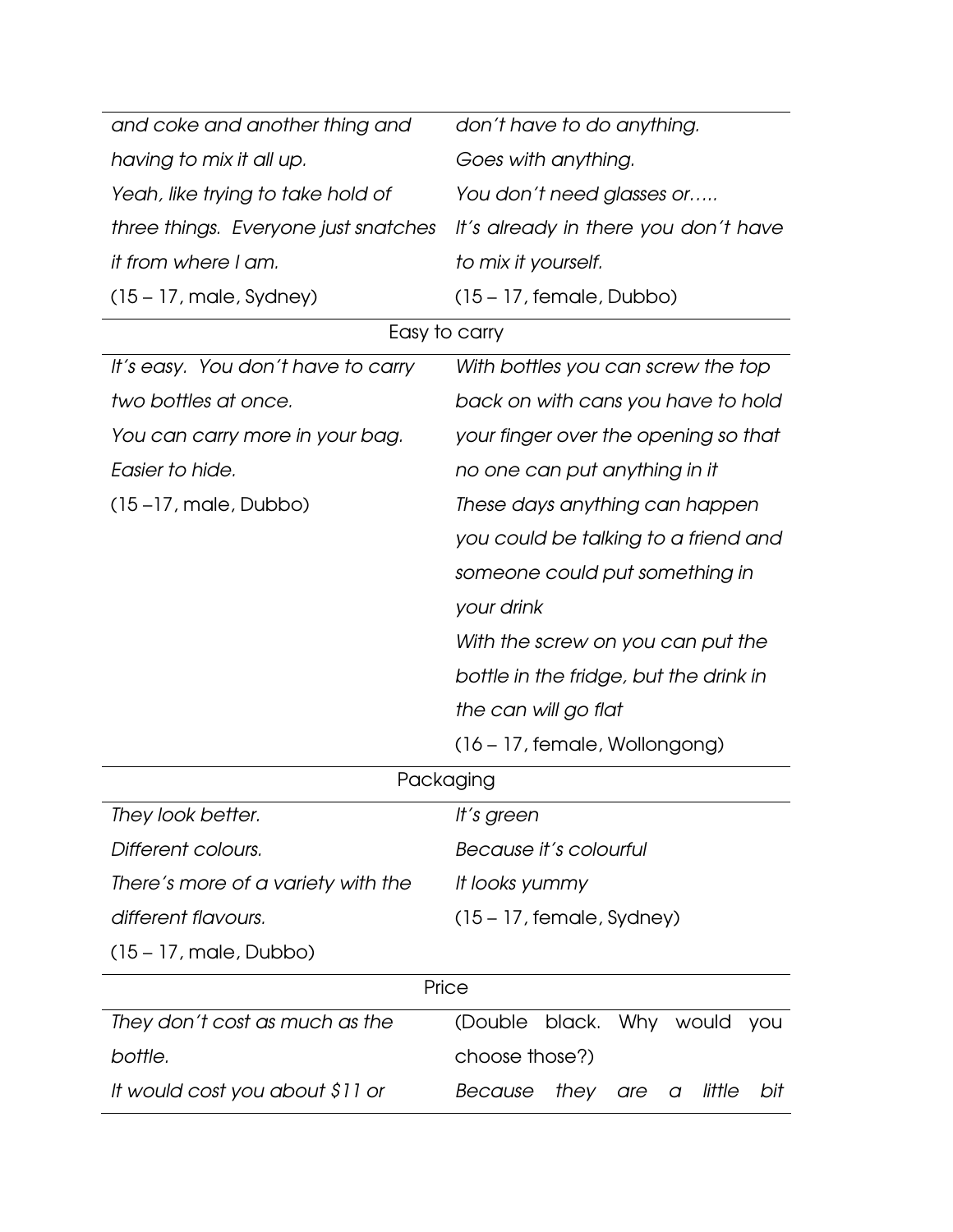| | |
|---|---|
| *and coke and another thing and having to mix it all up.*<br>*Yeah, like trying to take hold of three things. Everyone just snatches it from where I am.*<br>(15 – 17, male, Sydney) | *don't have to do anything.*<br>*Goes with anything.*<br>*You don't need glasses or…..*<br>*It's already in there you don't have to mix it yourself.*<br>(15 – 17, female, Dubbo) |
| Easy to carry | |
| *It's easy. You don't have to carry two bottles at once.*<br>*You can carry more in your bag.*<br>*Easier to hide.*<br>(15 –17, male, Dubbo) | *With bottles you can screw the top back on with cans you have to hold your finger over the opening so that no one can put anything in it*<br>*These days anything can happen you could be talking to a friend and someone could put something in your drink*<br>*With the screw on you can put the bottle in the fridge, but the drink in the can will go flat*<br>(16 – 17, female, Wollongong) |
| Packaging | |
| *They look better.*<br>*Different colours.*<br>*There's more of a variety with the different flavours.*<br>(15 – 17, male, Dubbo) | *It's green*<br>*Because it's colourful*<br>*It looks yummy*<br>(15 – 17, female, Sydney) |
| Price | |
| *They don't cost as much as the bottle.*<br>*It would cost you about $11 or* | (Double black. Why would you choose those?)<br>*Because they are a little bit* |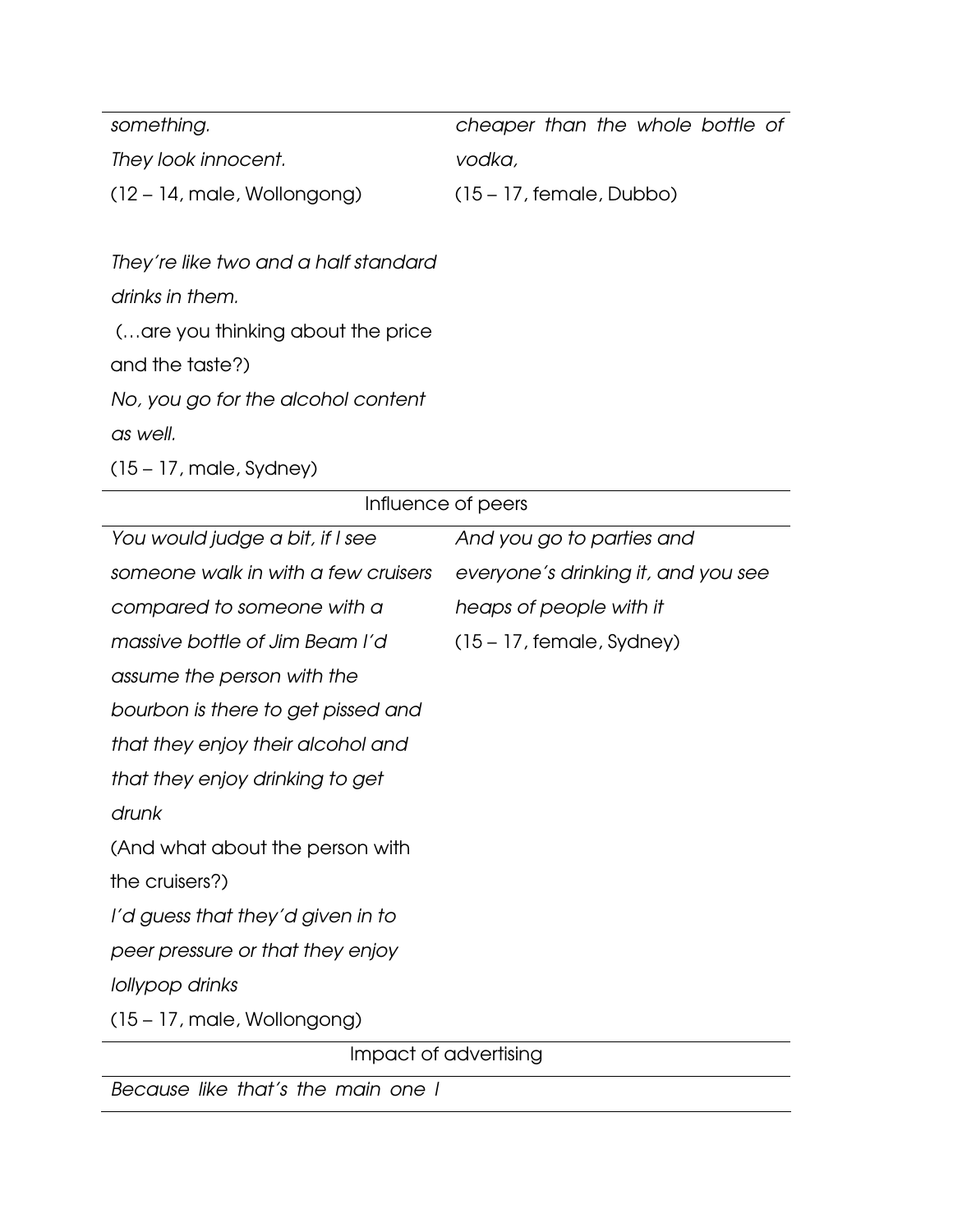| | |
|---|---|
| *something.*<br>*They look innocent.*<br>(12 – 14, male, Wollongong)<br><br>*They're like two and a half standard drinks in them.*<br>(…are you thinking about the price and the taste?)<br>*No, you go for the alcohol content as well.*<br>(15 – 17, male, Sydney) | *cheaper than the whole bottle of vodka,*<br>(15 – 17, female, Dubbo) |
| Influence of peers | |
| *You would judge a bit, if I see someone walk in with a few cruisers compared to someone with a massive bottle of Jim Beam I'd assume the person with the bourbon is there to get pissed and that they enjoy their alcohol and that they enjoy drinking to get drunk*<br>(And what about the person with the cruisers?)<br>*I'd guess that they'd given in to peer pressure or that they enjoy lollypop drinks*<br>(15 – 17, male, Wollongong) | *And you go to parties and everyone's drinking it, and you see heaps of people with it*<br>(15 – 17, female, Sydney) |
| Impact of advertising | |
| *Because like that's the main one I* | |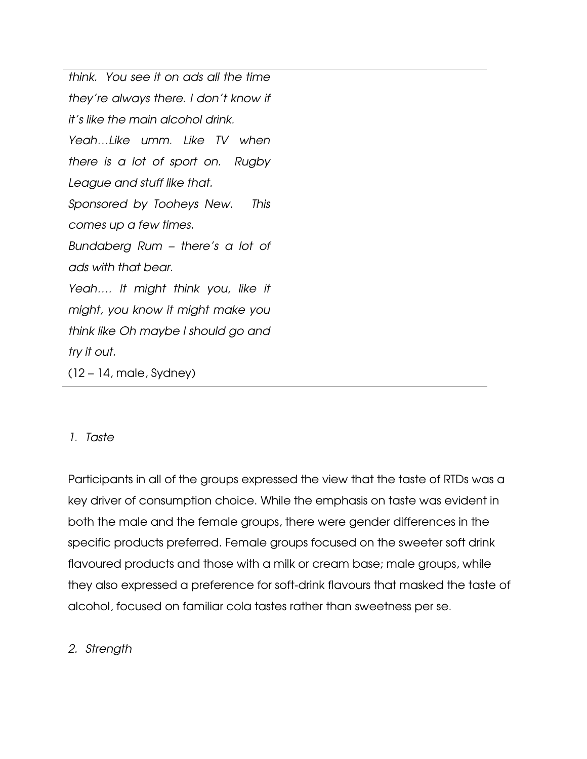*think. You see it on ads all the time they're always there. I don't know if it's like the main alcohol drink.*

*Yeah…Like umm. Like TV when there is a lot of sport on. Rugby League and stuff like that.*

*Sponsored by Tooheys New. This comes up a few times.*

*Bundaberg Rum – there's a lot of ads with that bear.*

*Yeah…. It might think you, like it might, you know it might make you think like Oh maybe I should go and try it out.*

(12 – 14, male, Sydney)

1. *Taste*

Participants in all of the groups expressed the view that the taste of RTDs was a key driver of consumption choice. While the emphasis on taste was evident in both the male and the female groups, there were gender differences in the specific products preferred. Female groups focused on the sweeter soft drink flavoured products and those with a milk or cream base; male groups, while they also expressed a preference for soft-drink flavours that masked the taste of alcohol, focused on familiar cola tastes rather than sweetness per se.

2. *Strength*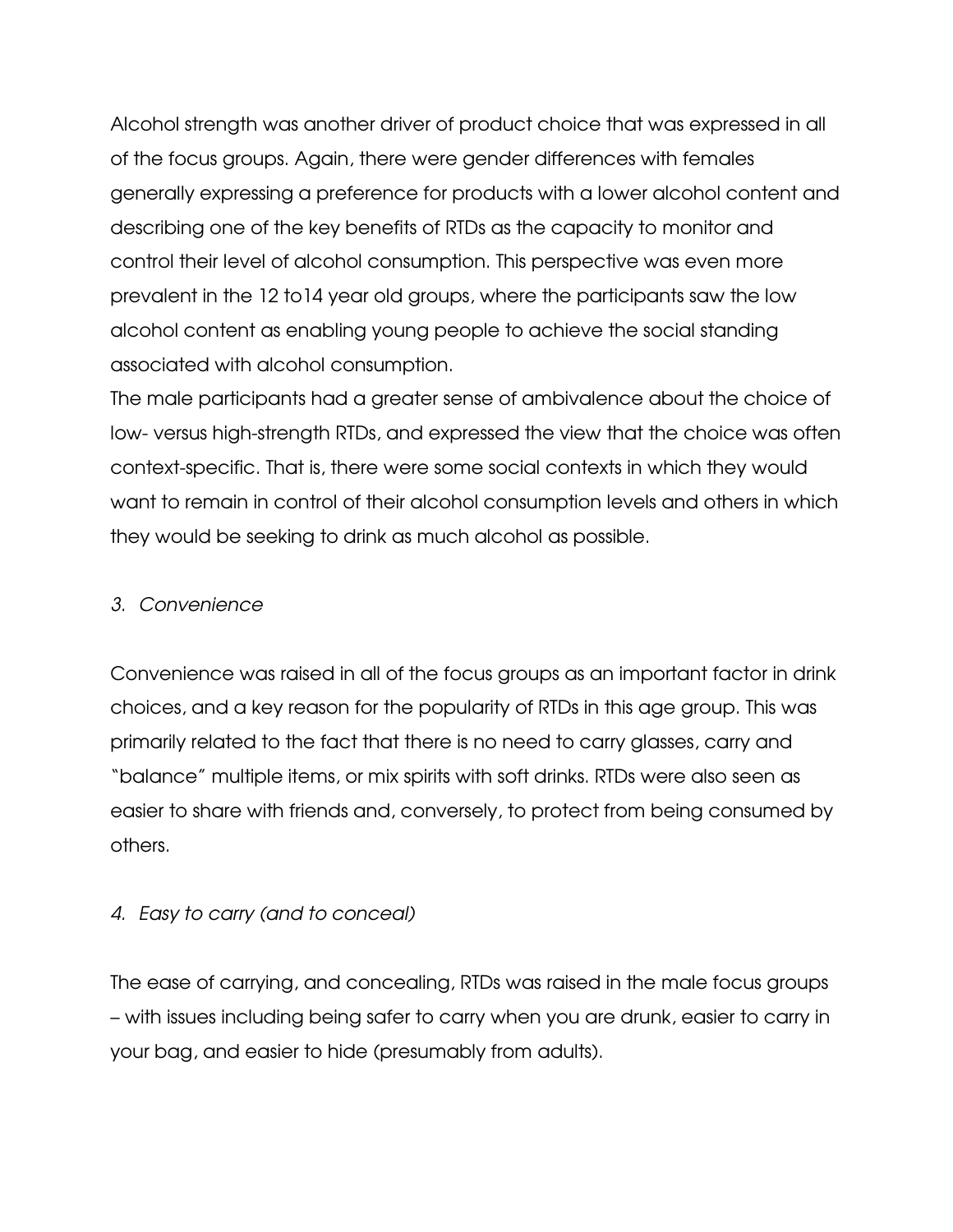Alcohol strength was another driver of product choice that was expressed in all of the focus groups. Again, there were gender differences with females generally expressing a preference for products with a lower alcohol content and describing one of the key benefits of RTDs as the capacity to monitor and control their level of alcohol consumption. This perspective was even more prevalent in the 12 to14 year old groups, where the participants saw the low alcohol content as enabling young people to achieve the social standing associated with alcohol consumption.

The male participants had a greater sense of ambivalence about the choice of low- versus high-strength RTDs, and expressed the view that the choice was often context-specific. That is, there were some social contexts in which they would want to remain in control of their alcohol consumption levels and others in which they would be seeking to drink as much alcohol as possible.

*3. Convenience*

Convenience was raised in all of the focus groups as an important factor in drink choices, and a key reason for the popularity of RTDs in this age group. This was primarily related to the fact that there is no need to carry glasses, carry and "balance" multiple items, or mix spirits with soft drinks. RTDs were also seen as easier to share with friends and, conversely, to protect from being consumed by others.

*4. Easy to carry (and to conceal)*

The ease of carrying, and concealing, RTDs was raised in the male focus groups – with issues including being safer to carry when you are drunk, easier to carry in your bag, and easier to hide (presumably from adults).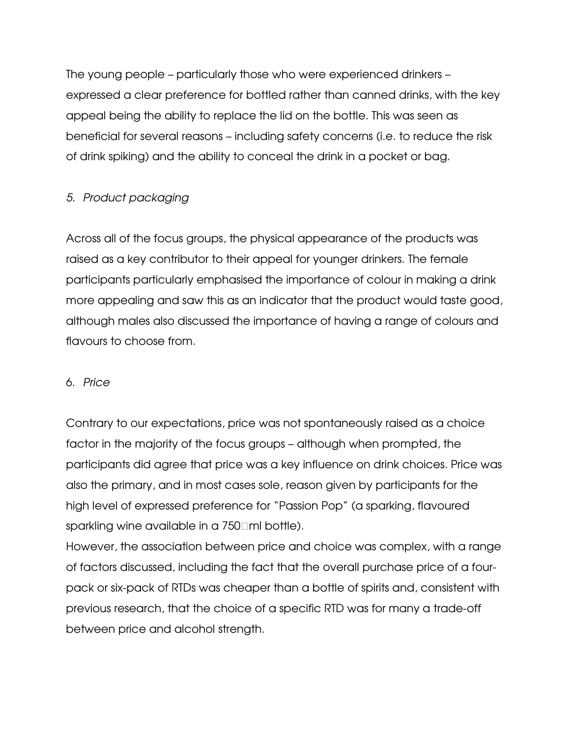The young people – particularly those who were experienced drinkers – expressed a clear preference for bottled rather than canned drinks, with the key appeal being the ability to replace the lid on the bottle. This was seen as beneficial for several reasons – including safety concerns (i.e. to reduce the risk of drink spiking) and the ability to conceal the drink in a pocket or bag.

*5. Product packaging*

Across all of the focus groups, the physical appearance of the products was raised as a key contributor to their appeal for younger drinkers. The female participants particularly emphasised the importance of colour in making a drink more appealing and saw this as an indicator that the product would taste good, although males also discussed the importance of having a range of colours and flavours to choose from.

6. *Price*

Contrary to our expectations, price was not spontaneously raised as a choice factor in the majority of the focus groups – although when prompted, the participants did agree that price was a key influence on drink choices. Price was also the primary, and in most cases sole, reason given by participants for the high level of expressed preference for "Passion Pop" (a sparking, flavoured sparkling wine available in a 750 ml bottle).

However, the association between price and choice was complex, with a range of factors discussed, including the fact that the overall purchase price of a four-pack or six-pack of RTDs was cheaper than a bottle of spirits and, consistent with previous research, that the choice of a specific RTD was for many a trade-off between price and alcohol strength.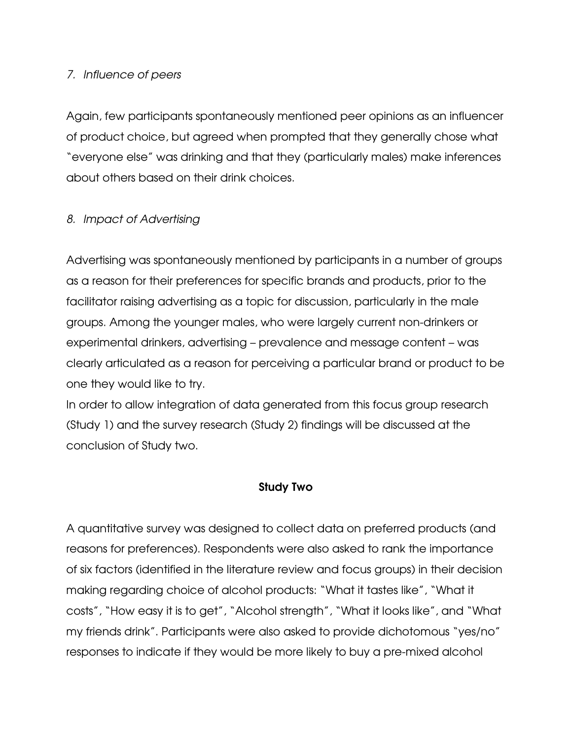*7. Influence of peers*

Again, few participants spontaneously mentioned peer opinions as an influencer of product choice, but agreed when prompted that they generally chose what "everyone else" was drinking and that they (particularly males) make inferences about others based on their drink choices.

*8. Impact of Advertising*

Advertising was spontaneously mentioned by participants in a number of groups as a reason for their preferences for specific brands and products, prior to the facilitator raising advertising as a topic for discussion, particularly in the male groups. Among the younger males, who were largely current non-drinkers or experimental drinkers, advertising – prevalence and message content – was clearly articulated as a reason for perceiving a particular brand or product to be one they would like to try.

In order to allow integration of data generated from this focus group research (Study 1) and the survey research (Study 2) findings will be discussed at the conclusion of Study two.

## Study Two

A quantitative survey was designed to collect data on preferred products (and reasons for preferences). Respondents were also asked to rank the importance of six factors (identified in the literature review and focus groups) in their decision making regarding choice of alcohol products: "What it tastes like", "What it costs", "How easy it is to get", "Alcohol strength", "What it looks like", and "What my friends drink". Participants were also asked to provide dichotomous "yes/no" responses to indicate if they would be more likely to buy a pre-mixed alcohol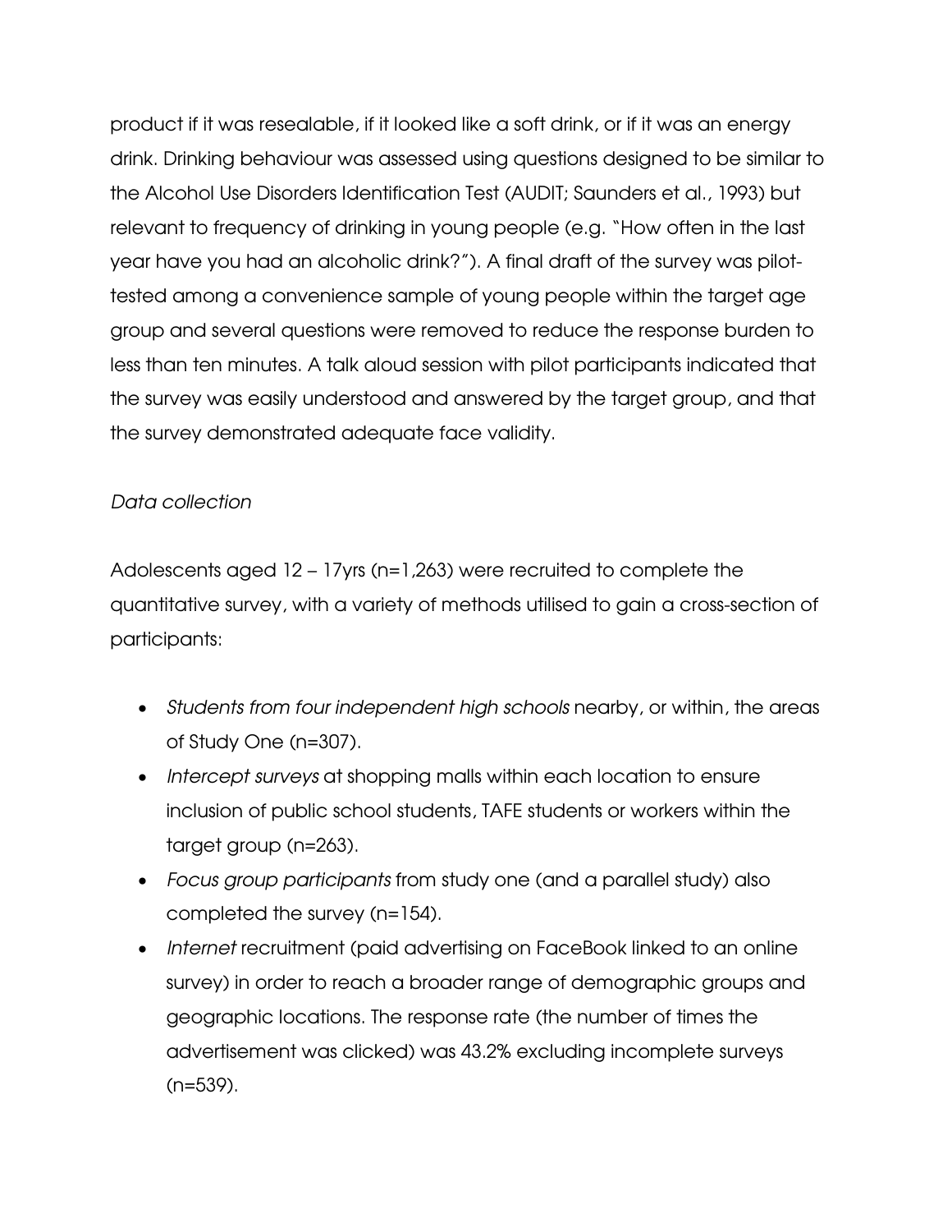product if it was resealable, if it looked like a soft drink, or if it was an energy drink. Drinking behaviour was assessed using questions designed to be similar to the Alcohol Use Disorders Identification Test (AUDIT; Saunders et al., 1993) but relevant to frequency of drinking in young people (e.g. "How often in the last year have you had an alcoholic drink?"). A final draft of the survey was pilot-tested among a convenience sample of young people within the target age group and several questions were removed to reduce the response burden to less than ten minutes. A talk aloud session with pilot participants indicated that the survey was easily understood and answered by the target group, and that the survey demonstrated adequate face validity.

*Data collection*

Adolescents aged 12 – 17yrs (n=1,263) were recruited to complete the quantitative survey, with a variety of methods utilised to gain a cross-section of participants:

- *Students from four independent high schools* nearby, or within, the areas of Study One (n=307).
- *Intercept surveys* at shopping malls within each location to ensure inclusion of public school students, TAFE students or workers within the target group (n=263).
- *Focus group participants* from study one (and a parallel study) also completed the survey (n=154).
- *Internet* recruitment (paid advertising on FaceBook linked to an online survey) in order to reach a broader range of demographic groups and geographic locations. The response rate (the number of times the advertisement was clicked) was 43.2% excluding incomplete surveys (n=539).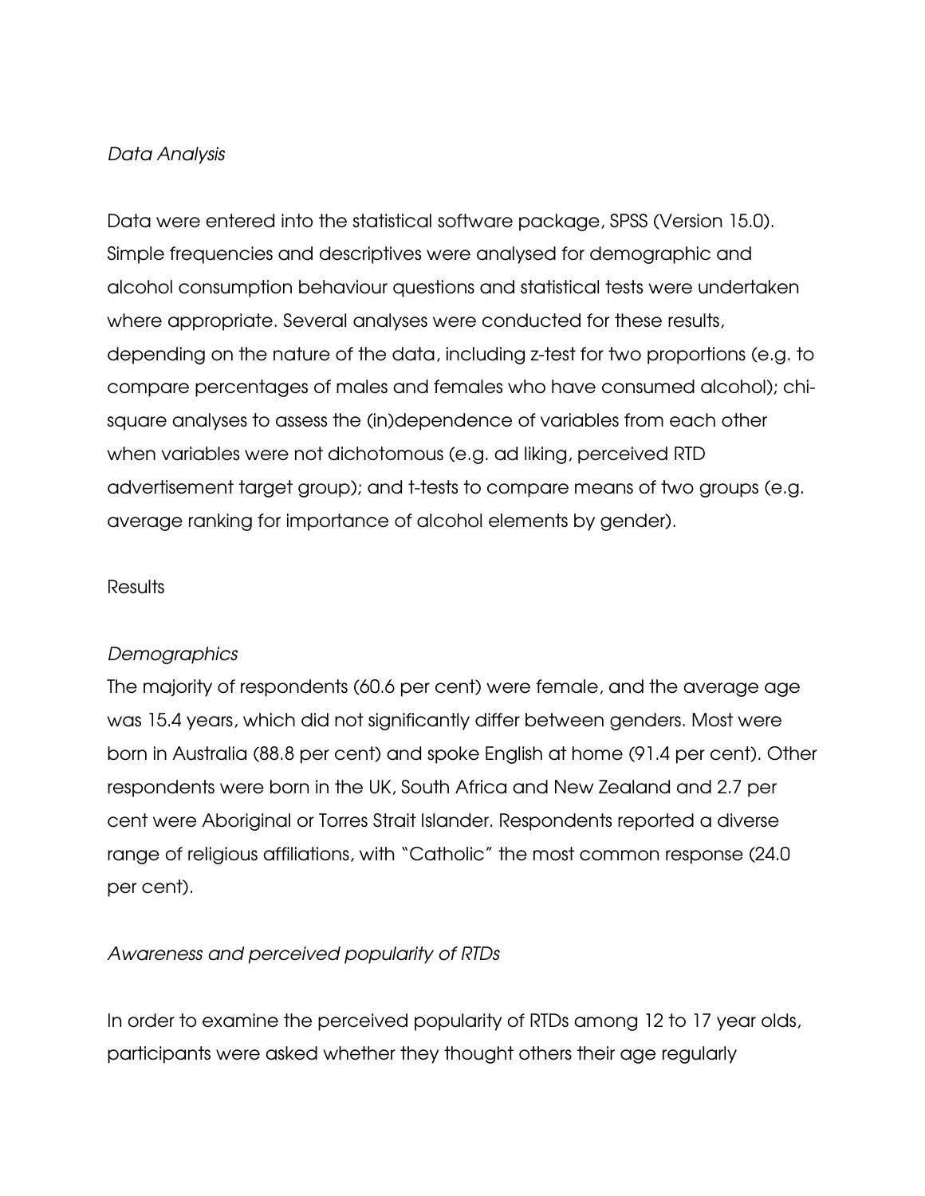*Data Analysis*

Data were entered into the statistical software package, SPSS (Version 15.0). Simple frequencies and descriptives were analysed for demographic and alcohol consumption behaviour questions and statistical tests were undertaken where appropriate. Several analyses were conducted for these results, depending on the nature of the data, including z-test for two proportions (e.g. to compare percentages of males and females who have consumed alcohol); chi-square analyses to assess the (in)dependence of variables from each other when variables were not dichotomous (e.g. ad liking, perceived RTD advertisement target group); and t-tests to compare means of two groups (e.g. average ranking for importance of alcohol elements by gender).

Results

*Demographics*

The majority of respondents (60.6 per cent) were female, and the average age was 15.4 years, which did not significantly differ between genders. Most were born in Australia (88.8 per cent) and spoke English at home (91.4 per cent). Other respondents were born in the UK, South Africa and New Zealand and 2.7 per cent were Aboriginal or Torres Strait Islander. Respondents reported a diverse range of religious affiliations, with "Catholic" the most common response (24.0 per cent).

*Awareness and perceived popularity of RTDs*

In order to examine the perceived popularity of RTDs among 12 to 17 year olds, participants were asked whether they thought others their age regularly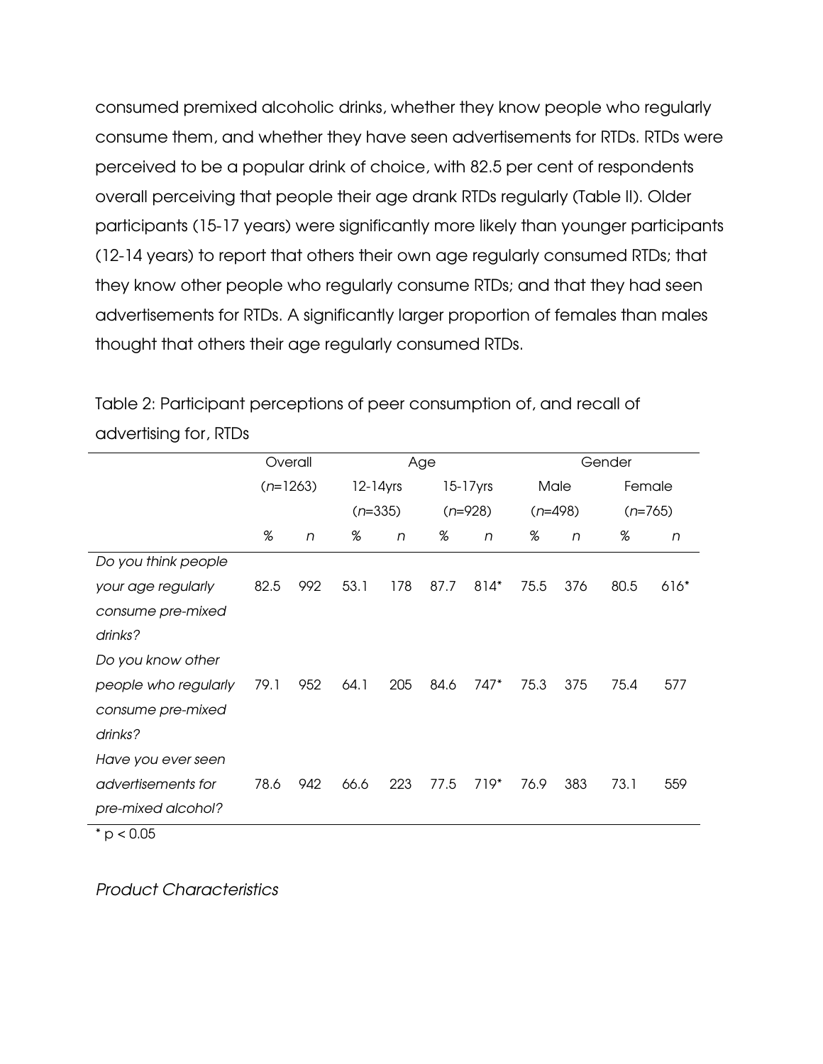consumed premixed alcoholic drinks, whether they know people who regularly consume them, and whether they have seen advertisements for RTDs. RTDs were perceived to be a popular drink of choice, with 82.5 per cent of respondents overall perceiving that people their age drank RTDs regularly (Table II). Older participants (15-17 years) were significantly more likely than younger participants (12-14 years) to report that others their own age regularly consumed RTDs; that they know other people who regularly consume RTDs; and that they had seen advertisements for RTDs. A significantly larger proportion of females than males thought that others their age regularly consumed RTDs.

Table 2: Participant perceptions of peer consumption of, and recall of advertising for, RTDs

| | Overall | | Age | | | | Gender | | | |
|---|---|---|---|---|---|---|---|---|---|---|
| | (*n*=1263) | | 12-14yrs (*n*=335) | | 15-17yrs (*n*=928) | | Male (*n*=498) | | Female (*n*=765) | |
| | % | *n* | % | *n* | % | *n* | % | *n* | % | *n* |
| *Do you think people your age regularly consume pre-mixed drinks?* | 82.5 | 992 | 53.1 | 178 | 87.7 | 814* | 75.5 | 376 | 80.5 | 616* |
| *Do you know other people who regularly consume pre-mixed drinks?* | 79.1 | 952 | 64.1 | 205 | 84.6 | 747* | 75.3 | 375 | 75.4 | 577 |
| *Have you ever seen advertisements for pre-mixed alcohol?* | 78.6 | 942 | 66.6 | 223 | 77.5 | 719* | 76.9 | 383 | 73.1 | 559 |

* $p < 0.05$

*Product Characteristics*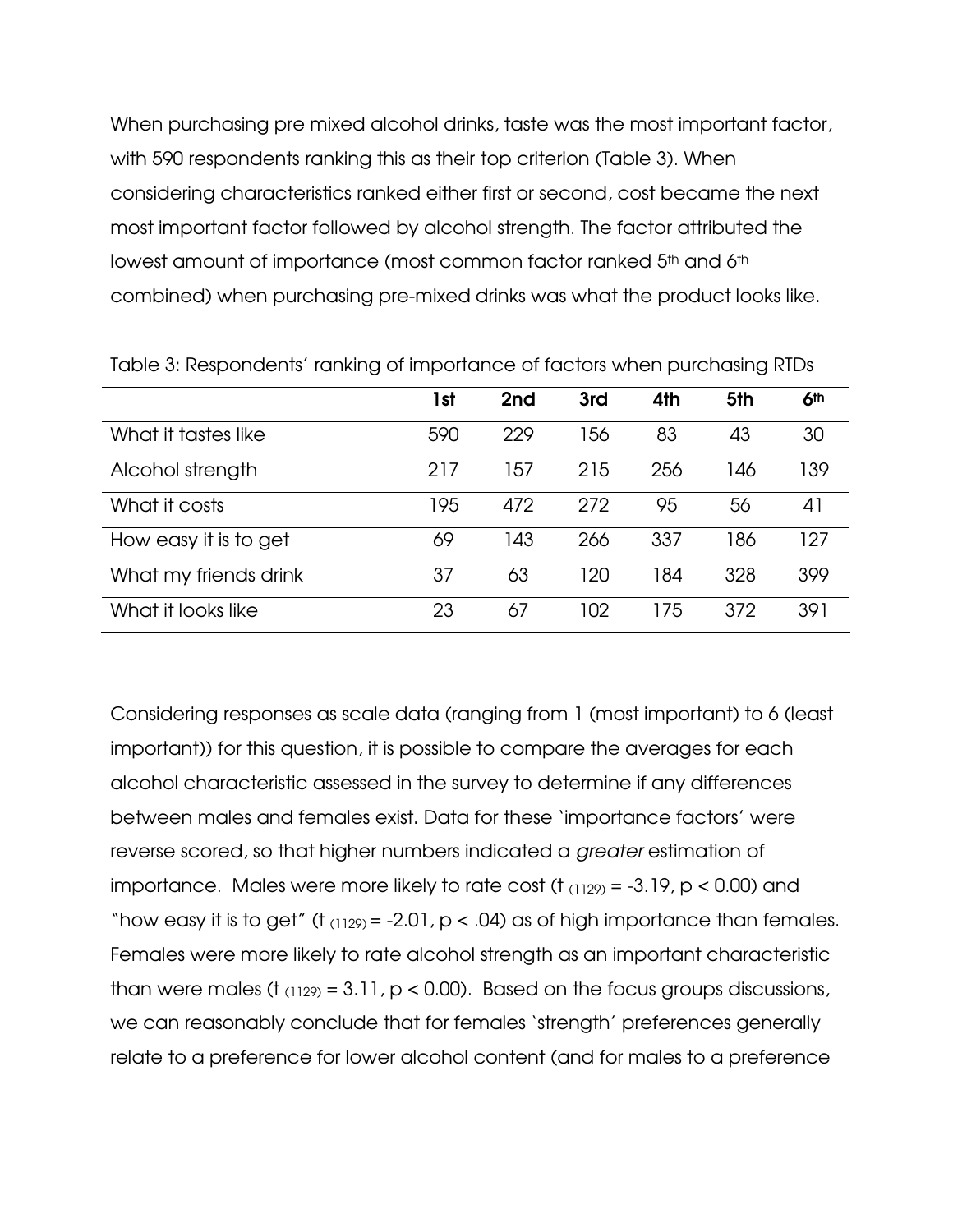When purchasing pre mixed alcohol drinks, taste was the most important factor, with 590 respondents ranking this as their top criterion (Table 3). When considering characteristics ranked either first or second, cost became the next most important factor followed by alcohol strength. The factor attributed the lowest amount of importance (most common factor ranked 5th and 6th combined) when purchasing pre-mixed drinks was what the product looks like.

Table 3: Respondents' ranking of importance of factors when purchasing RTDs

| | 1st | 2nd | 3rd | 4th | 5th | 6th |
|---|---|---|---|---|---|---|
| What it tastes like | 590 | 229 | 156 | 83 | 43 | 30 |
| Alcohol strength | 217 | 157 | 215 | 256 | 146 | 139 |
| What it costs | 195 | 472 | 272 | 95 | 56 | 41 |
| How easy it is to get | 69 | 143 | 266 | 337 | 186 | 127 |
| What my friends drink | 37 | 63 | 120 | 184 | 328 | 399 |
| What it looks like | 23 | 67 | 102 | 175 | 372 | 391 |

Considering responses as scale data (ranging from 1 (most important) to 6 (least important)) for this question, it is possible to compare the averages for each alcohol characteristic assessed in the survey to determine if any differences between males and females exist. Data for these 'importance factors' were reverse scored, so that higher numbers indicated a *greater* estimation of importance. Males were more likely to rate cost ($t_{(1129)} = -3.19$, $p < 0.00$) and "how easy it is to get" ($t_{(1129)} = -2.01$, $p < .04$) as of high importance than females. Females were more likely to rate alcohol strength as an important characteristic than were males ($t_{(1129)} = 3.11$, $p < 0.00$). Based on the focus groups discussions, we can reasonably conclude that for females 'strength' preferences generally relate to a preference for lower alcohol content (and for males to a preference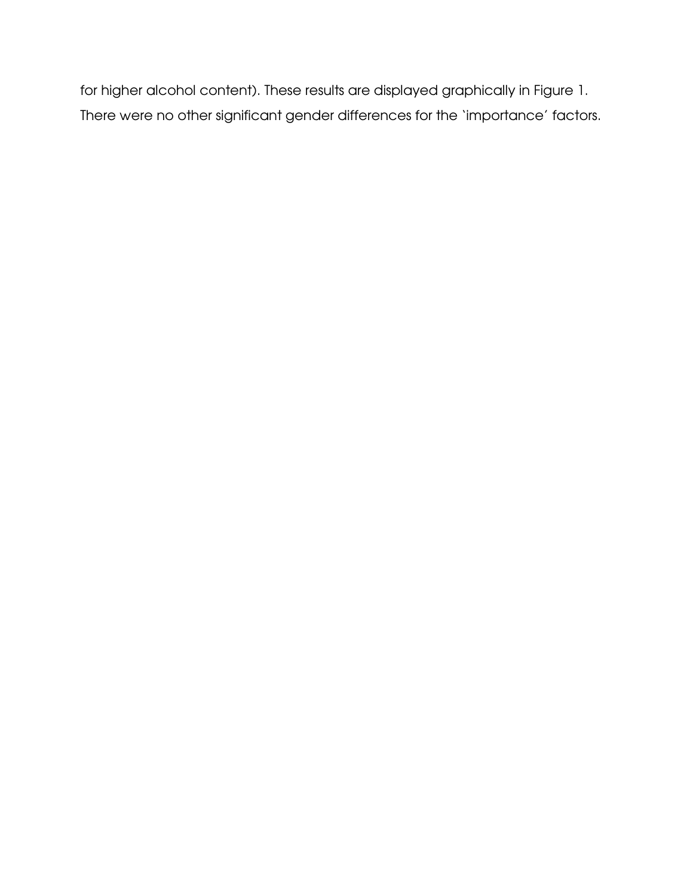for higher alcohol content). These results are displayed graphically in Figure 1. There were no other significant gender differences for the 'importance' factors.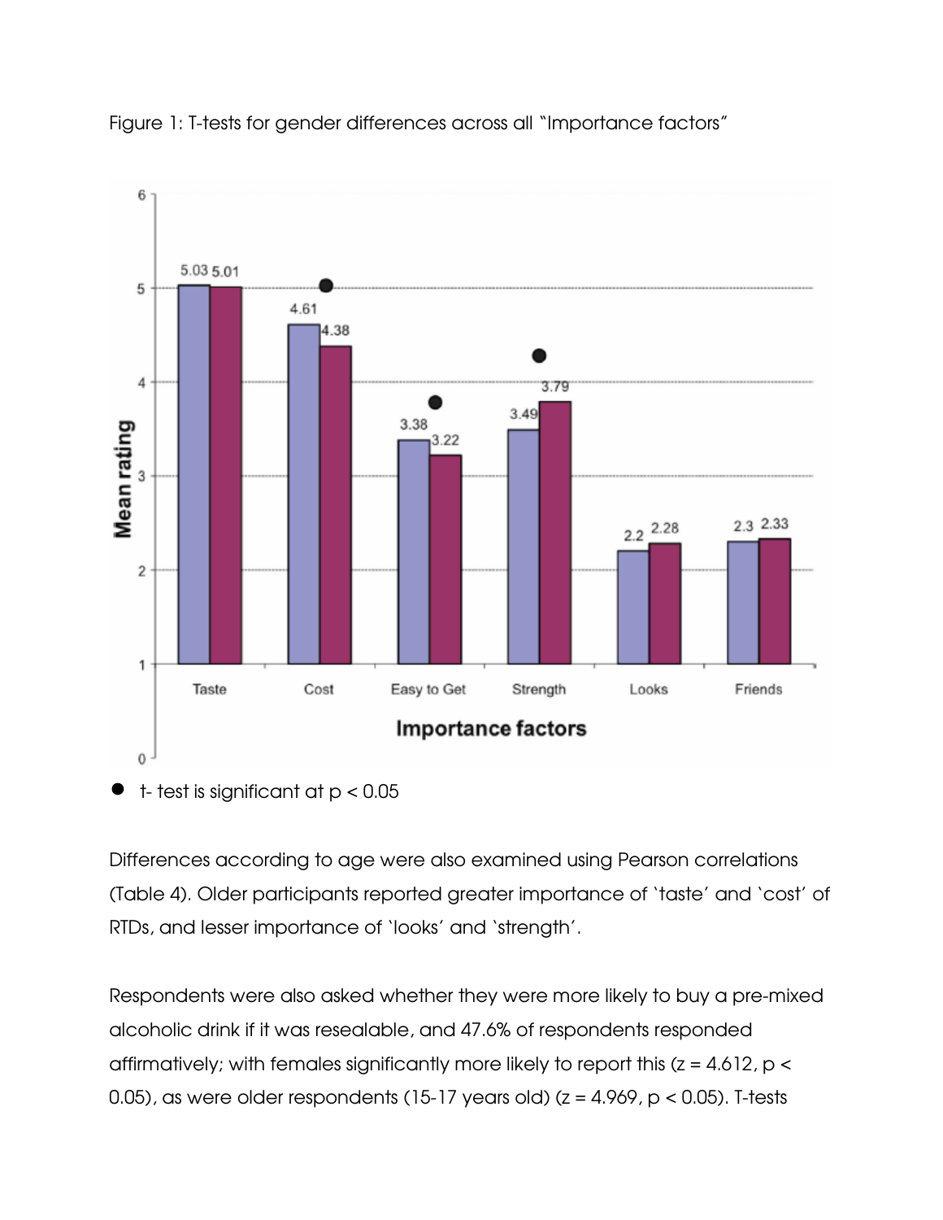Figure 1: T-tests for gender differences across all "Importance factors"

● t- test is significant at $p < 0.05$

Differences according to age were also examined using Pearson correlations (Table 4). Older participants reported greater importance of 'taste' and 'cost' of RTDs, and lesser importance of 'looks' and 'strength'.

Respondents were also asked whether they were more likely to buy a pre-mixed alcoholic drink if it was resealable, and 47.6% of respondents responded affirmatively; with females significantly more likely to report this ($z = 4.612$, $p < 0.05$), as were older respondents (15-17 years old) ($z = 4.969$, $p < 0.05$). T-tests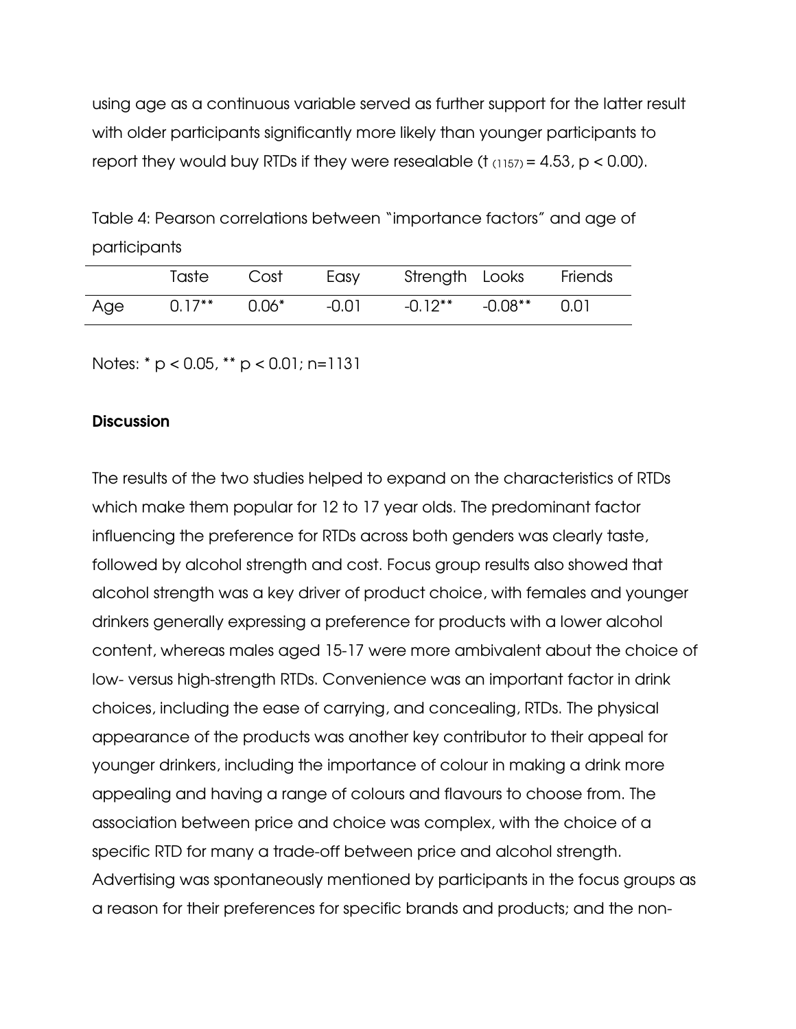using age as a continuous variable served as further support for the latter result with older participants significantly more likely than younger participants to report they would buy RTDs if they were resealable ($t_{(1157)} = 4.53$, $p < 0.00$).

Table 4: Pearson correlations between "importance factors" and age of participants

| | Taste | Cost | Easy | Strength | Looks | Friends |
|---|---|---|---|---|---|---|
| Age | 0.17** | 0.06* | -0.01 | -0.12** | -0.08** | 0.01 |

Notes: * $p < 0.05$, ** $p < 0.01$; n=1131

**Discussion**

The results of the two studies helped to expand on the characteristics of RTDs which make them popular for 12 to 17 year olds. The predominant factor influencing the preference for RTDs across both genders was clearly taste, followed by alcohol strength and cost. Focus group results also showed that alcohol strength was a key driver of product choice, with females and younger drinkers generally expressing a preference for products with a lower alcohol content, whereas males aged 15-17 were more ambivalent about the choice of low- versus high-strength RTDs. Convenience was an important factor in drink choices, including the ease of carrying, and concealing, RTDs. The physical appearance of the products was another key contributor to their appeal for younger drinkers, including the importance of colour in making a drink more appealing and having a range of colours and flavours to choose from. The association between price and choice was complex, with the choice of a specific RTD for many a trade-off between price and alcohol strength. Advertising was spontaneously mentioned by participants in the focus groups as a reason for their preferences for specific brands and products; and the non-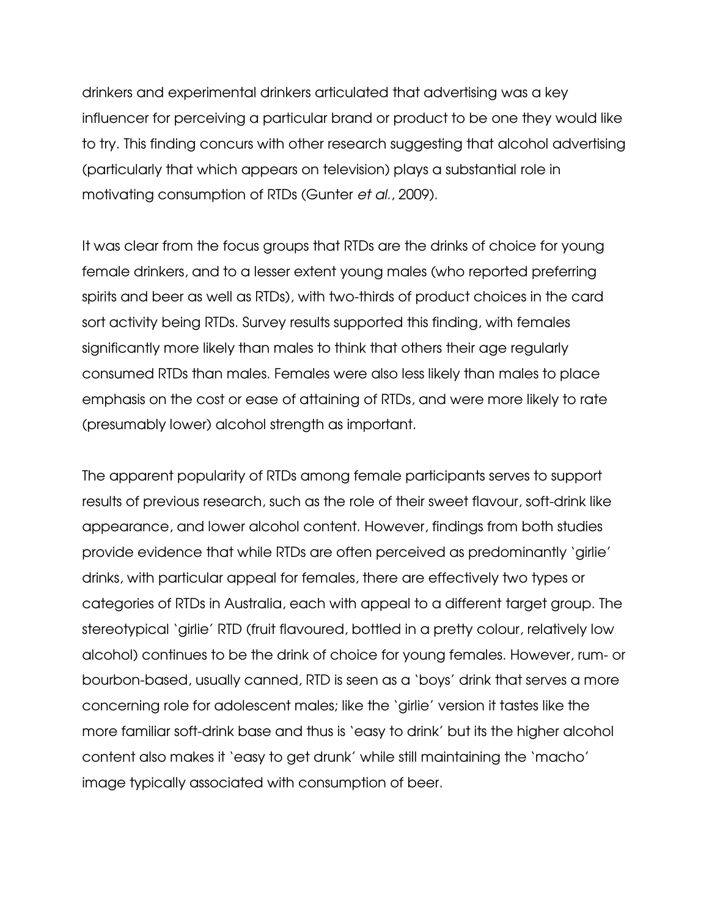drinkers and experimental drinkers articulated that advertising was a key influencer for perceiving a particular brand or product to be one they would like to try. This finding concurs with other research suggesting that alcohol advertising (particularly that which appears on television) plays a substantial role in motivating consumption of RTDs (Gunter *et al.*, 2009).

It was clear from the focus groups that RTDs are the drinks of choice for young female drinkers, and to a lesser extent young males (who reported preferring spirits and beer as well as RTDs), with two-thirds of product choices in the card sort activity being RTDs. Survey results supported this finding, with females significantly more likely than males to think that others their age regularly consumed RTDs than males. Females were also less likely than males to place emphasis on the cost or ease of attaining of RTDs, and were more likely to rate (presumably lower) alcohol strength as important.

The apparent popularity of RTDs among female participants serves to support results of previous research, such as the role of their sweet flavour, soft-drink like appearance, and lower alcohol content. However, findings from both studies provide evidence that while RTDs are often perceived as predominantly 'girlie' drinks, with particular appeal for females, there are effectively two types or categories of RTDs in Australia, each with appeal to a different target group. The stereotypical 'girlie' RTD (fruit flavoured, bottled in a pretty colour, relatively low alcohol) continues to be the drink of choice for young females. However, rum- or bourbon-based, usually canned, RTD is seen as a 'boys' drink that serves a more concerning role for adolescent males; like the 'girlie' version it tastes like the more familiar soft-drink base and thus is 'easy to drink' but its the higher alcohol content also makes it 'easy to get drunk' while still maintaining the 'macho' image typically associated with consumption of beer.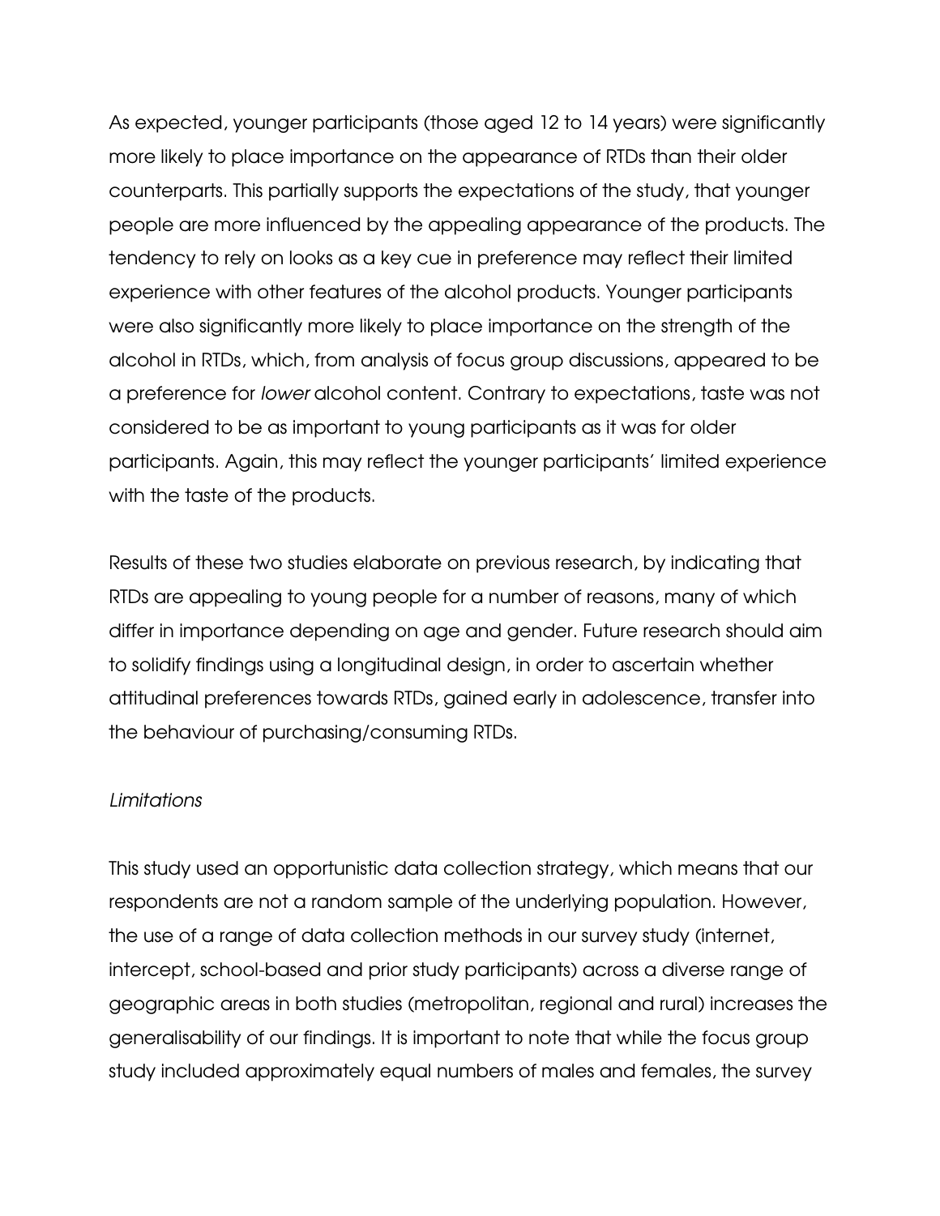As expected, younger participants (those aged 12 to 14 years) were significantly more likely to place importance on the appearance of RTDs than their older counterparts. This partially supports the expectations of the study, that younger people are more influenced by the appealing appearance of the products. The tendency to rely on looks as a key cue in preference may reflect their limited experience with other features of the alcohol products. Younger participants were also significantly more likely to place importance on the strength of the alcohol in RTDs, which, from analysis of focus group discussions, appeared to be a preference for *lower* alcohol content. Contrary to expectations, taste was not considered to be as important to young participants as it was for older participants. Again, this may reflect the younger participants' limited experience with the taste of the products.

Results of these two studies elaborate on previous research, by indicating that RTDs are appealing to young people for a number of reasons, many of which differ in importance depending on age and gender. Future research should aim to solidify findings using a longitudinal design, in order to ascertain whether attitudinal preferences towards RTDs, gained early in adolescence, transfer into the behaviour of purchasing/consuming RTDs.

*Limitations*

This study used an opportunistic data collection strategy, which means that our respondents are not a random sample of the underlying population. However, the use of a range of data collection methods in our survey study (internet, intercept, school-based and prior study participants) across a diverse range of geographic areas in both studies (metropolitan, regional and rural) increases the generalisability of our findings. It is important to note that while the focus group study included approximately equal numbers of males and females, the survey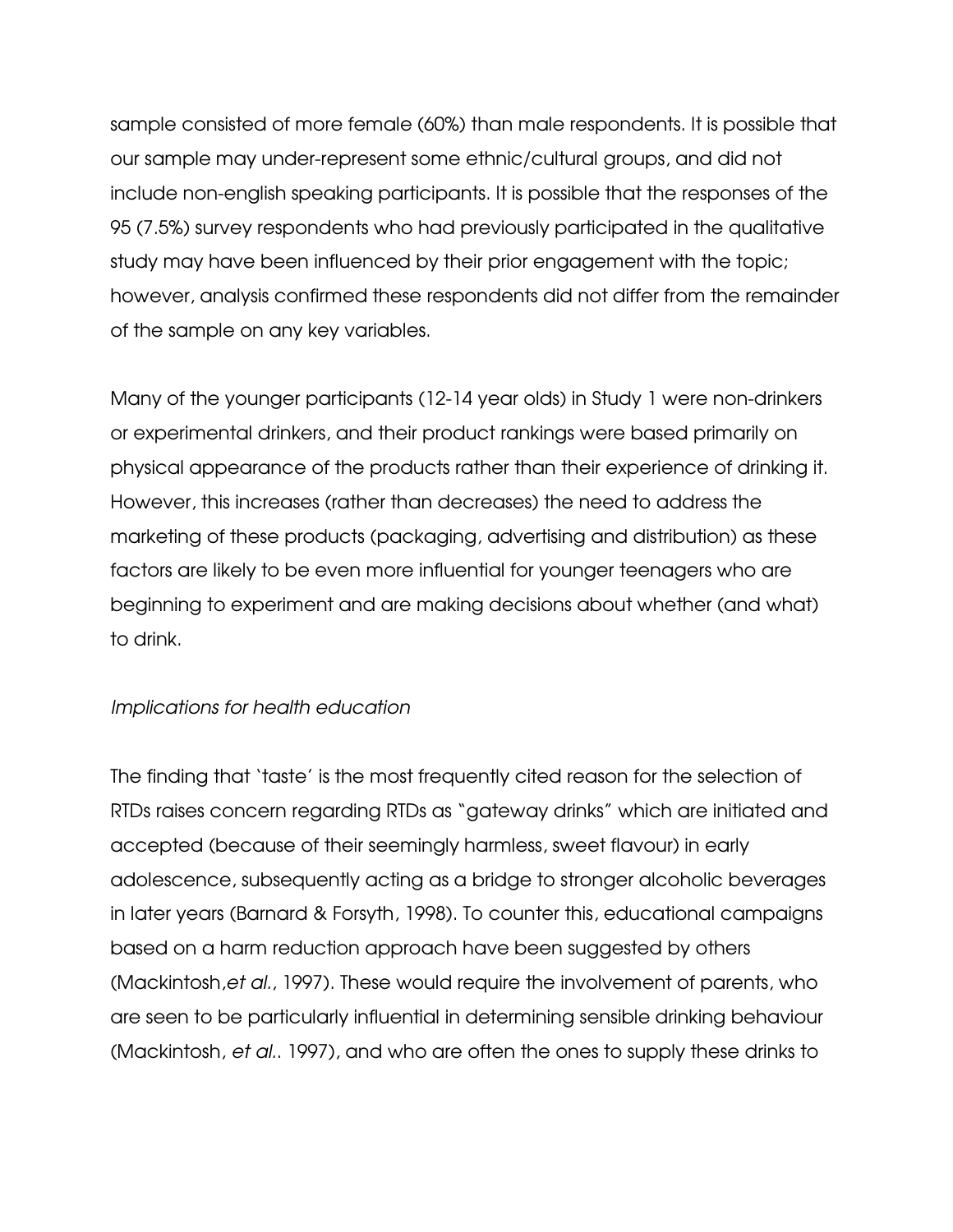sample consisted of more female (60%) than male respondents. It is possible that our sample may under-represent some ethnic/cultural groups, and did not include non-english speaking participants. It is possible that the responses of the 95 (7.5%) survey respondents who had previously participated in the qualitative study may have been influenced by their prior engagement with the topic; however, analysis confirmed these respondents did not differ from the remainder of the sample on any key variables.

Many of the younger participants (12-14 year olds) in Study 1 were non-drinkers or experimental drinkers, and their product rankings were based primarily on physical appearance of the products rather than their experience of drinking it. However, this increases (rather than decreases) the need to address the marketing of these products (packaging, advertising and distribution) as these factors are likely to be even more influential for younger teenagers who are beginning to experiment and are making decisions about whether (and what) to drink.

*Implications for health education*

The finding that 'taste' is the most frequently cited reason for the selection of RTDs raises concern regarding RTDs as "gateway drinks" which are initiated and accepted (because of their seemingly harmless, sweet flavour) in early adolescence, subsequently acting as a bridge to stronger alcoholic beverages in later years (Barnard & Forsyth, 1998). To counter this, educational campaigns based on a harm reduction approach have been suggested by others (Mackintosh,*et al.*, 1997). These would require the involvement of parents, who are seen to be particularly influential in determining sensible drinking behaviour (Mackintosh, *et al.*. 1997), and who are often the ones to supply these drinks to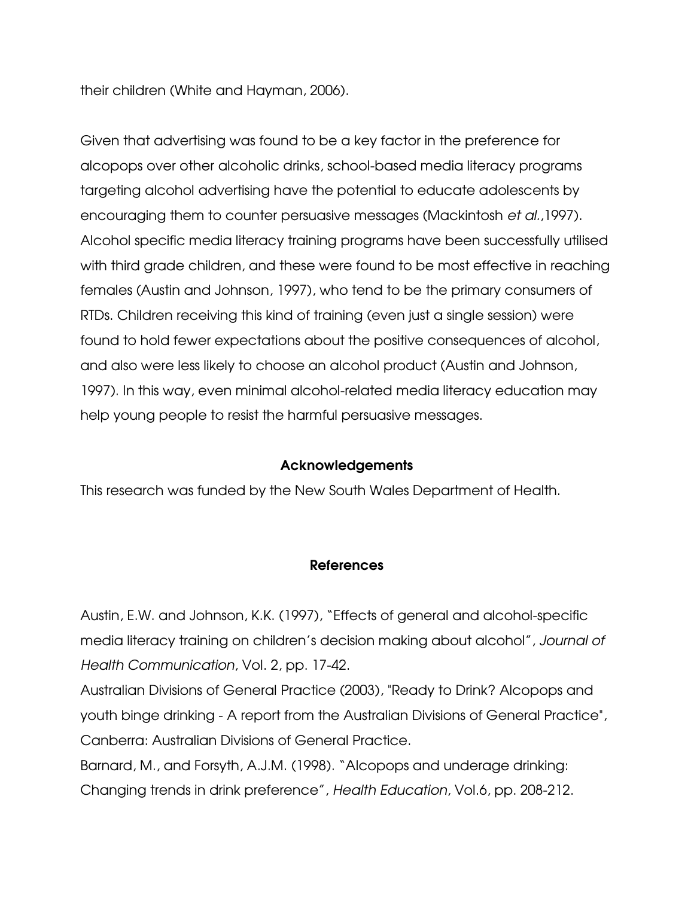their children (White and Hayman, 2006).

Given that advertising was found to be a key factor in the preference for alcopops over other alcoholic drinks, school-based media literacy programs targeting alcohol advertising have the potential to educate adolescents by encouraging them to counter persuasive messages (Mackintosh *et al.*,1997). Alcohol specific media literacy training programs have been successfully utilised with third grade children, and these were found to be most effective in reaching females (Austin and Johnson, 1997), who tend to be the primary consumers of RTDs. Children receiving this kind of training (even just a single session) were found to hold fewer expectations about the positive consequences of alcohol, and also were less likely to choose an alcohol product (Austin and Johnson, 1997). In this way, even minimal alcohol-related media literacy education may help young people to resist the harmful persuasive messages.

## Acknowledgements

This research was funded by the New South Wales Department of Health.

## References

Austin, E.W. and Johnson, K.K. (1997), "Effects of general and alcohol-specific media literacy training on children's decision making about alcohol", *Journal of Health Communication*, Vol. 2, pp. 17-42.

Australian Divisions of General Practice (2003), "Ready to Drink? Alcopops and youth binge drinking - A report from the Australian Divisions of General Practice", Canberra: Australian Divisions of General Practice.

Barnard, M., and Forsyth, A.J.M. (1998). "Alcopops and underage drinking: Changing trends in drink preference", *Health Education*, Vol.6, pp. 208-212.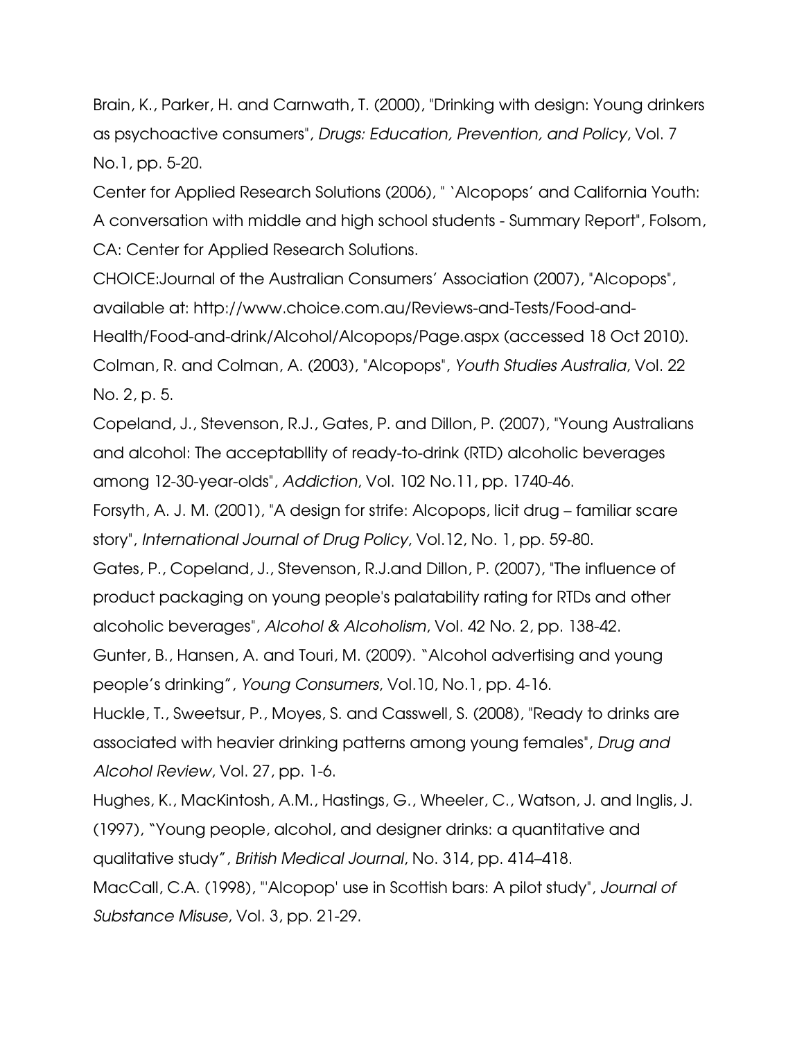Brain, K., Parker, H. and Carnwath, T. (2000), "Drinking with design: Young drinkers as psychoactive consumers", *Drugs: Education, Prevention, and Policy*, Vol. 7 No.1, pp. 5-20.

Center for Applied Research Solutions (2006), " 'Alcopops' and California Youth: A conversation with middle and high school students - Summary Report", Folsom, CA: Center for Applied Research Solutions.

CHOICE:Journal of the Australian Consumers' Association (2007), "Alcopops", available at: http://www.choice.com.au/Reviews-and-Tests/Food-and-Health/Food-and-drink/Alcohol/Alcopops/Page.aspx (accessed 18 Oct 2010).

Colman, R. and Colman, A. (2003), "Alcopops", *Youth Studies Australia*, Vol. 22 No. 2, p. 5.

Copeland, J., Stevenson, R.J., Gates, P. and Dillon, P. (2007), "Young Australians and alcohol: The acceptablity of ready-to-drink (RTD) alcoholic beverages among 12-30-year-olds", *Addiction*, Vol. 102 No.11, pp. 1740-46.

Forsyth, A. J. M. (2001), "A design for strife: Alcopops, licit drug – familiar scare story", *International Journal of Drug Policy*, Vol.12, No. 1, pp. 59-80.

Gates, P., Copeland, J., Stevenson, R.J.and Dillon, P. (2007), "The influence of product packaging on young people's palatability rating for RTDs and other alcoholic beverages", *Alcohol & Alcoholism*, Vol. 42 No. 2, pp. 138-42.

Gunter, B., Hansen, A. and Touri, M. (2009). "Alcohol advertising and young people's drinking", *Young Consumers*, Vol.10, No.1, pp. 4-16.

Huckle, T., Sweetsur, P., Moyes, S. and Casswell, S. (2008), "Ready to drinks are associated with heavier drinking patterns among young females", *Drug and Alcohol Review*, Vol. 27, pp. 1-6.

Hughes, K., MacKintosh, A.M., Hastings, G., Wheeler, C., Watson, J. and Inglis, J. (1997), "Young people, alcohol, and designer drinks: a quantitative and qualitative study", *British Medical Journal*, No. 314, pp. 414–418.

MacCall, C.A. (1998), "'Alcopop' use in Scottish bars: A pilot study", *Journal of Substance Misuse*, Vol. 3, pp. 21-29.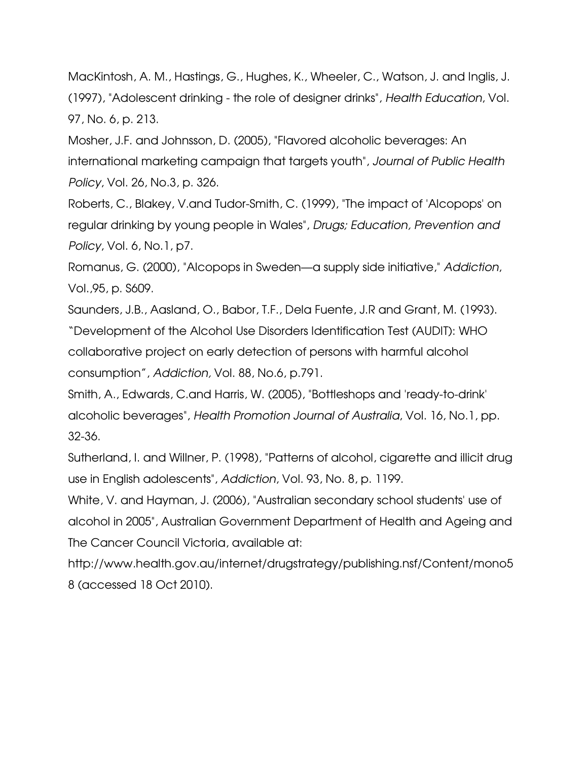MacKintosh, A. M., Hastings, G., Hughes, K., Wheeler, C., Watson, J. and Inglis, J. (1997), "Adolescent drinking - the role of designer drinks", *Health Education*, Vol. 97, No. 6, p. 213.

Mosher, J.F. and Johnsson, D. (2005), "Flavored alcoholic beverages: An international marketing campaign that targets youth", *Journal of Public Health Policy*, Vol. 26, No.3, p. 326.

Roberts, C., Blakey, V.and Tudor-Smith, C. (1999), "The impact of 'Alcopops' on regular drinking by young people in Wales", *Drugs; Education, Prevention and Policy*, Vol. 6, No.1, p7.

Romanus, G. (2000), "Alcopops in Sweden—a supply side initiative," *Addiction*, Vol.,95, p. S609.

Saunders, J.B., Aasland, O., Babor, T.F., Dela Fuente, J.R and Grant, M. (1993). "Development of the Alcohol Use Disorders Identification Test (AUDIT): WHO collaborative project on early detection of persons with harmful alcohol consumption", *Addiction,* Vol. 88, No.6, p.791.

Smith, A., Edwards, C.and Harris, W. (2005), "Bottleshops and 'ready-to-drink' alcoholic beverages", *Health Promotion Journal of Australia*, Vol. 16, No.1, pp. 32-36.

Sutherland, I. and Willner, P. (1998), "Patterns of alcohol, cigarette and illicit drug use in English adolescents", *Addiction*, Vol. 93, No. 8, p. 1199.

White, V. and Hayman, J. (2006), "Australian secondary school students' use of alcohol in 2005", Australian Government Department of Health and Ageing and The Cancer Council Victoria, available at: http://www.health.gov.au/internet/drugstrategy/publishing.nsf/Content/mono58 (accessed 18 Oct 2010).